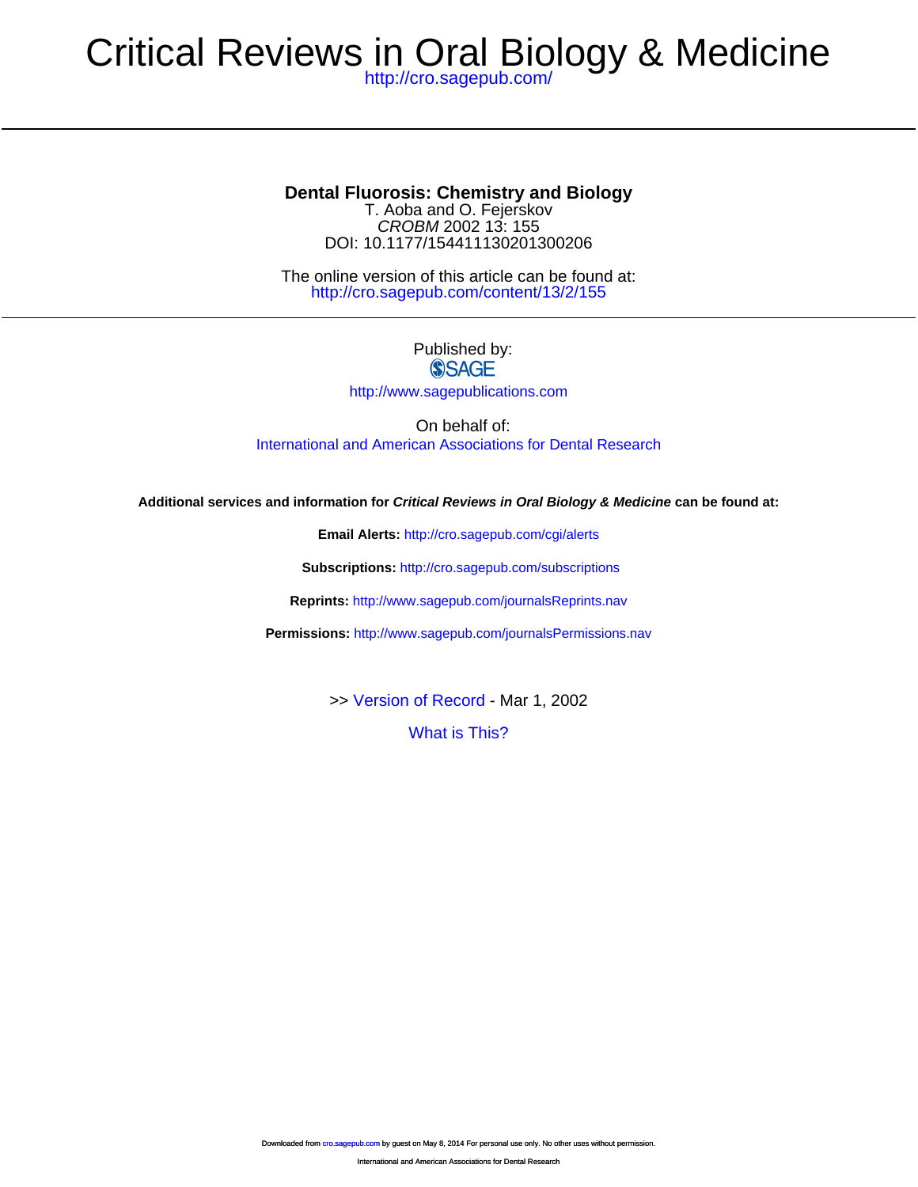# Critical Reviews in Oral Biology & Medicine

http://cro.sagepub.com/

## Dental Fluorosis: Chemistry and Biology

T. Aoba and O. Fejerskov

*CROBM* 2002 13: 155

DOI: 10.1177/154411130201300206

The online version of this article can be found at:
http://cro.sagepub.com/content/13/2/155

Published by:

SAGE

http://www.sagepublications.com

On behalf of:

International and American Associations for Dental Research

**Additional services and information for *Critical Reviews in Oral Biology & Medicine* can be found at:**

**Email Alerts:** http://cro.sagepub.com/cgi/alerts

**Subscriptions:** http://cro.sagepub.com/subscriptions

**Reprints:** http://www.sagepub.com/journalsReprints.nav

**Permissions:** http://www.sagepub.com/journalsPermissions.nav

>> Version of Record - Mar 1, 2002

What is This?

Downloaded from cro.sagepub.com by guest on May 8, 2014 For personal use only. No other uses without permission.

International and American Associations for Dental Research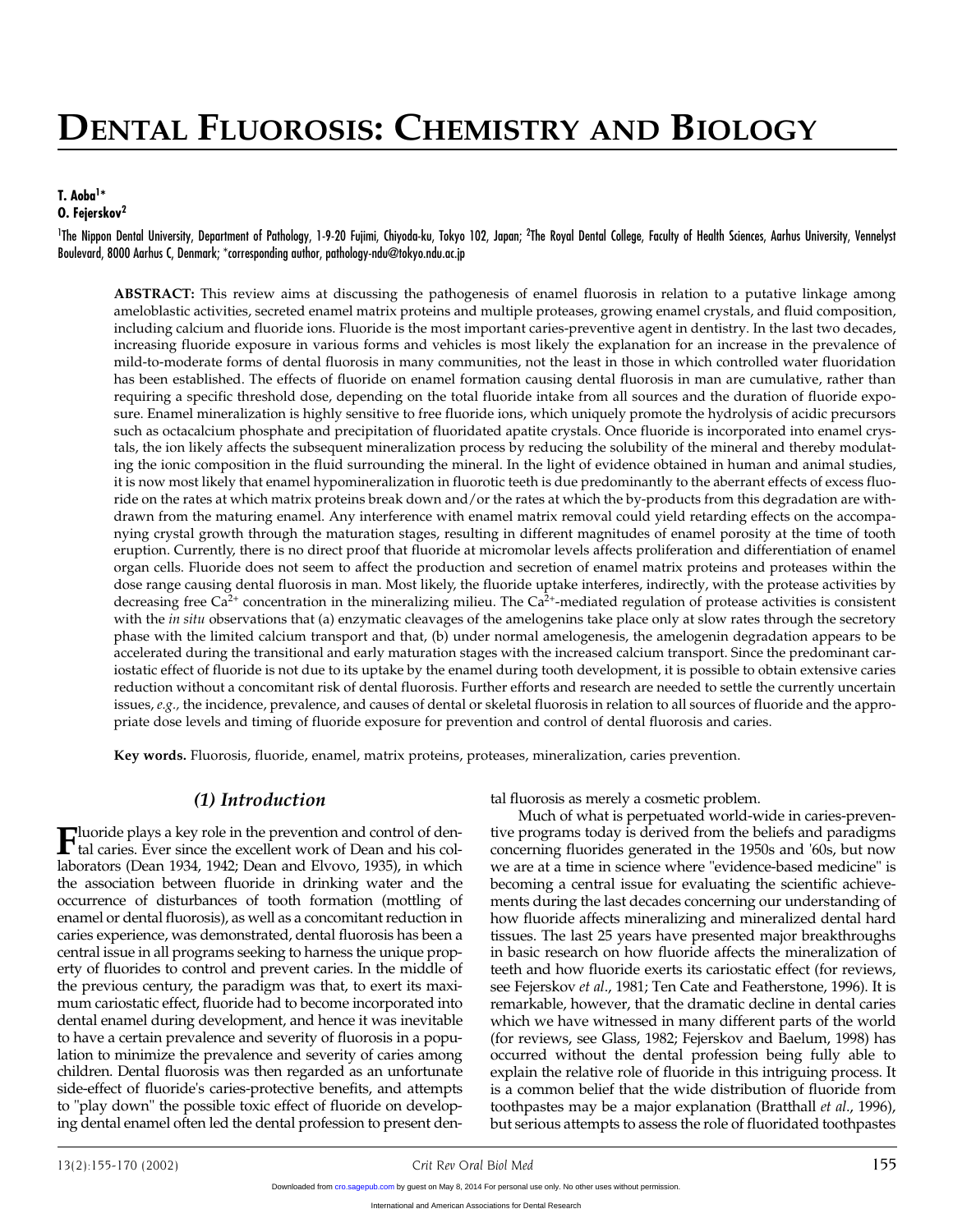# Dental Fluorosis: Chemistry and Biology

**T. Aoba[1]***
**O. Fejerskov[2]**

[1]The Nippon Dental University, Department of Pathology, 1-9-20 Fujimi, Chiyoda-ku, Tokyo 102, Japan; [2]The Royal Dental College, Faculty of Health Sciences, Aarhus University, Vennelyst Boulevard, 8000 Aarhus C, Denmark; *corresponding author, pathology-ndu@tokyo.ndu.ac.jp

**ABSTRACT:** This review aims at discussing the pathogenesis of enamel fluorosis in relation to a putative linkage among ameloblastic activities, secreted enamel matrix proteins and multiple proteases, growing enamel crystals, and fluid composition, including calcium and fluoride ions. Fluoride is the most important caries-preventive agent in dentistry. In the last two decades, increasing fluoride exposure in various forms and vehicles is most likely the explanation for an increase in the prevalence of mild-to-moderate forms of dental fluorosis in many communities, not the least in those in which controlled water fluoridation has been established. The effects of fluoride on enamel formation causing dental fluorosis in man are cumulative, rather than requiring a specific threshold dose, depending on the total fluoride intake from all sources and the duration of fluoride exposure. Enamel mineralization is highly sensitive to free fluoride ions, which uniquely promote the hydrolysis of acidic precursors such as octacalcium phosphate and precipitation of fluoridated apatite crystals. Once fluoride is incorporated into enamel crystals, the ion likely affects the subsequent mineralization process by reducing the solubility of the mineral and thereby modulating the ionic composition in the fluid surrounding the mineral. In the light of evidence obtained in human and animal studies, it is now most likely that enamel hypomineralization in fluorotic teeth is due predominantly to the aberrant effects of excess fluoride on the rates at which matrix proteins break down and/or the rates at which the by-products from this degradation are withdrawn from the maturing enamel. Any interference with enamel matrix removal could yield retarding effects on the accompanying crystal growth through the maturation stages, resulting in different magnitudes of enamel porosity at the time of tooth eruption. Currently, there is no direct proof that fluoride at micromolar levels affects proliferation and differentiation of enamel organ cells. Fluoride does not seem to affect the production and secretion of enamel matrix proteins and proteases within the dose range causing dental fluorosis in man. Most likely, the fluoride uptake interferes, indirectly, with the protease activities by decreasing free $Ca^{2+}$ concentration in the mineralizing milieu. The $Ca^{2+}$-mediated regulation of protease activities is consistent with the *in situ* observations that (a) enzymatic cleavages of the amelogenins take place only at slow rates through the secretory phase with the limited calcium transport and that, (b) under normal amelogenesis, the amelogenin degradation appears to be accelerated during the transitional and early maturation stages with the increased calcium transport. Since the predominant cariostatic effect of fluoride is not due to its uptake by the enamel during tooth development, it is possible to obtain extensive caries reduction without a concomitant risk of dental fluorosis. Further efforts and research are needed to settle the currently uncertain issues, *e.g.*, the incidence, prevalence, and causes of dental or skeletal fluorosis in relation to all sources of fluoride and the appropriate dose levels and timing of fluoride exposure for prevention and control of dental fluorosis and caries.

**Key words.** Fluorosis, fluoride, enamel, matrix proteins, proteases, mineralization, caries prevention.

## *(1) Introduction*

Fluoride plays a key role in the prevention and control of dental caries. Ever since the excellent work of Dean and his collaborators (Dean 1934, 1942; Dean and Elvovo, 1935), in which the association between fluoride in drinking water and the occurrence of disturbances of tooth formation (mottling of enamel or dental fluorosis), as well as a concomitant reduction in caries experience, was demonstrated, dental fluorosis has been a central issue in all programs seeking to harness the unique property of fluorides to control and prevent caries. In the middle of the previous century, the paradigm was that, to exert its maximum cariostatic effect, fluoride had to become incorporated into dental enamel during development, and hence it was inevitable to have a certain prevalence and severity of fluorosis in a population to minimize the prevalence and severity of caries among children. Dental fluorosis was then regarded as an unfortunate side-effect of fluoride's caries-protective benefits, and attempts to "play down" the possible toxic effect of fluoride on developing dental enamel often led the dental profession to present dental fluorosis as merely a cosmetic problem.

Much of what is perpetuated world-wide in caries-preventive programs today is derived from the beliefs and paradigms concerning fluorides generated in the 1950s and '60s, but now we are at a time in science where "evidence-based medicine" is becoming a central issue for evaluating the scientific achievements during the last decades concerning our understanding of how fluoride affects mineralizing and mineralized dental hard tissues. The last 25 years have presented major breakthroughs in basic research on how fluoride affects the mineralization of teeth and how fluoride exerts its cariostatic effect (for reviews, see Fejerskov *et al.*, 1981; Ten Cate and Featherstone, 1996). It is remarkable, however, that the dramatic decline in dental caries which we have witnessed in many different parts of the world (for reviews, see Glass, 1982; Fejerskov and Baelum, 1998) has occurred without the dental profession being fully able to explain the relative role of fluoride in this intriguing process. It is a common belief that the wide distribution of fluoride from toothpastes may be a major explanation (Bratthall *et al.*, 1996), but serious attempts to assess the role of fluoridated toothpastes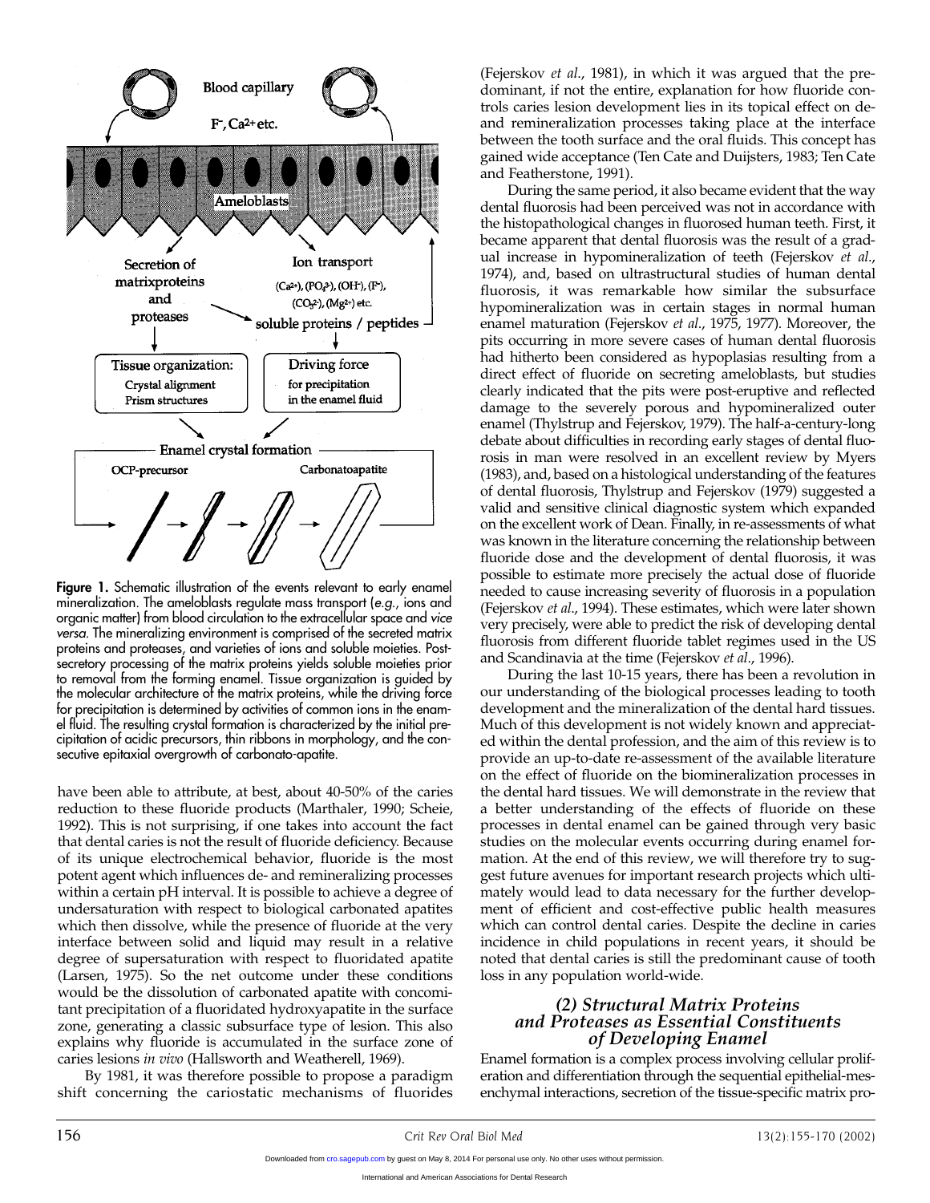Blood capillary

$F^-$, $Ca^{2+}$ etc.

Ameloblasts

Secretion of matrixproteins and proteases

Ion transport

($Ca^{2+}$), ($PO_4^{3-}$), ($OH^-$), ($F^-$), ($CO_3^{2-}$), ($Mg^{2+}$) etc.

soluble proteins / peptides

Tissue organization:
Crystal alignment
Prism structures

Driving force
for precipitation
in the enamel fluid

Enamel crystal formation

OCP-precursor

Carbonatoapatite

**Figure 1.** Schematic illustration of the events relevant to early enamel mineralization. The ameloblasts regulate mass transport (*e.g.*, ions and organic matter) from blood circulation to the extracellular space and *vice versa*. The mineralizing environment is comprised of the secreted matrix proteins and proteases, and varieties of ions and soluble moieties. Post-secretory processing of the matrix proteins yields soluble moieties prior to removal from the forming enamel. Tissue organization is guided by the molecular architecture of the matrix proteins, while the driving force for precipitation is determined by activities of common ions in the enamel fluid. The resulting crystal formation is characterized by the initial precipitation of acidic precursors, thin ribbons in morphology, and the consecutive epitaxial overgrowth of carbonato-apatite.

have been able to attribute, at best, about 40-50% of the caries reduction to these fluoride products (Marthaler, 1990; Scheie, 1992). This is not surprising, if one takes into account the fact that dental caries is not the result of fluoride deficiency. Because of its unique electrochemical behavior, fluoride is the most potent agent which influences de- and remineralizing processes within a certain pH interval. It is possible to achieve a degree of undersaturation with respect to biological carbonated apatites which then dissolve, while the presence of fluoride at the very interface between solid and liquid may result in a relative degree of supersaturation with respect to fluoridated apatite (Larsen, 1975). So the net outcome under these conditions would be the dissolution of carbonated apatite with concomitant precipitation of a fluoridated hydroxyapatite in the surface zone, generating a classic subsurface type of lesion. This also explains why fluoride is accumulated in the surface zone of caries lesions *in vivo* (Hallsworth and Weatherell, 1969).

By 1981, it was therefore possible to propose a paradigm shift concerning the cariostatic mechanisms of fluorides (Fejerskov *et al.*, 1981), in which it was argued that the predominant, if not the entire, explanation for how fluoride controls caries lesion development lies in its topical effect on de- and remineralization processes taking place at the interface between the tooth surface and the oral fluids. This concept has gained wide acceptance (Ten Cate and Duijsters, 1983; Ten Cate and Featherstone, 1991).

During the same period, it also became evident that the way dental fluorosis had been perceived was not in accordance with the histopathological changes in fluorosed human teeth. First, it became apparent that dental fluorosis was the result of a gradual increase in hypomineralization of teeth (Fejerskov *et al.*, 1974), and, based on ultrastructural studies of human dental fluorosis, it was remarkable how similar the subsurface hypomineralization was in certain stages in normal human enamel maturation (Fejerskov *et al.*, 1975, 1977). Moreover, the pits occurring in more severe cases of human dental fluorosis had hitherto been considered as hypoplasias resulting from a direct effect of fluoride on secreting ameloblasts, but studies clearly indicated that the pits were post-eruptive and reflected damage to the severely porous and hypomineralized outer enamel (Thylstrup and Fejerskov, 1979). The half-a-century-long debate about difficulties in recording early stages of dental fluorosis in man were resolved in an excellent review by Myers (1983), and, based on a histological understanding of the features of dental fluorosis, Thylstrup and Fejerskov (1979) suggested a valid and sensitive clinical diagnostic system which expanded on the excellent work of Dean. Finally, in re-assessments of what was known in the literature concerning the relationship between fluoride dose and the development of dental fluorosis, it was possible to estimate more precisely the actual dose of fluoride needed to cause increasing severity of fluorosis in a population (Fejerskov *et al.*, 1994). These estimates, which were later shown very precisely, were able to predict the risk of developing dental fluorosis from different fluoride tablet regimes used in the US and Scandinavia at the time (Fejerskov *et al.*, 1996).

During the last 10-15 years, there has been a revolution in our understanding of the biological processes leading to tooth development and the mineralization of the dental hard tissues. Much of this development is not widely known and appreciated within the dental profession, and the aim of this review is to provide an up-to-date re-assessment of the available literature on the effect of fluoride on the biomineralization processes in the dental hard tissues. We will demonstrate in the review that a better understanding of the effects of fluoride on these processes in dental enamel can be gained through very basic studies on the molecular events occurring during enamel formation. At the end of this review, we will therefore try to suggest future avenues for important research projects which ultimately would lead to data necessary for the further development of efficient and cost-effective public health measures which can control dental caries. Despite the decline in caries incidence in child populations in recent years, it should be noted that dental caries is still the predominant cause of tooth loss in any population world-wide.

## (2) Structural Matrix Proteins and Proteases as Essential Constituents of Developing Enamel

Enamel formation is a complex process involving cellular proliferation and differentiation through the sequential epithelial-mesenchymal interactions, secretion of the tissue-specific matrix pro-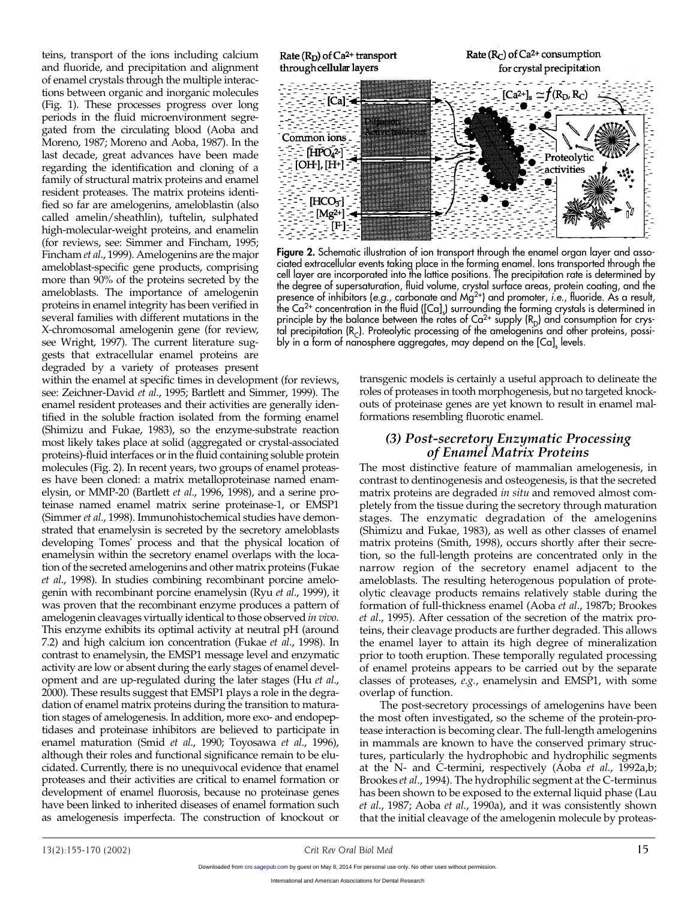teins, transport of the ions including calcium and fluoride, and precipitation and alignment of enamel crystals through the multiple interactions between organic and inorganic molecules (Fig. 1). These processes progress over long periods in the fluid microenvironment segregated from the circulating blood (Aoba and Moreno, 1987; Moreno and Aoba, 1987). In the last decade, great advances have been made regarding the identification and cloning of a family of structural matrix proteins and enamel resident proteases. The matrix proteins identified so far are amelogenins, ameloblastin (also called amelin/sheathlin), tuftelin, sulphated high-molecular-weight proteins, and enamelin (for reviews, see: Simmer and Fincham, 1995; Fincham *et al*., 1999). Amelogenins are the major ameloblast-specific gene products, comprising more than 90% of the proteins secreted by the ameloblasts. The importance of amelogenin proteins in enamel integrity has been verified in several families with different mutations in the X-chromosomal amelogenin gene (for review, see Wright, 1997). The current literature suggests that extracellular enamel proteins are degraded by a variety of proteases present within the enamel at specific times in development (for reviews, see: Zeichner-David *et al*., 1995; Bartlett and Simmer, 1999). The enamel resident proteases and their activities are generally identified in the soluble fraction isolated from the forming enamel (Shimizu and Fukae, 1983), so the enzyme-substrate reaction most likely takes place at solid (aggregated or crystal-associated proteins)-fluid interfaces or in the fluid containing soluble protein molecules (Fig. 2). In recent years, two groups of enamel proteases have been cloned: a matrix metalloproteinase named enamelysin, or MMP-20 (Bartlett *et al*., 1996, 1998), and a serine proteinase named enamel matrix serine proteinase-1, or EMSP1 (Simmer *et al*., 1998). Immunohistochemical studies have demonstrated that enamelysin is secreted by the secretory ameloblasts developing Tomes' process and that the physical location of enamelysin within the secretory enamel overlaps with the location of the secreted amelogenins and other matrix proteins (Fukae *et al*., 1998). In studies combining recombinant porcine amelogenin with recombinant porcine enamelysin (Ryu *et al*., 1999), it was proven that the recombinant enzyme produces a pattern of amelogenin cleavages virtually identical to those observed *in vivo*. This enzyme exhibits its optimal activity at neutral pH (around 7.2) and high calcium ion concentration (Fukae *et al*., 1998). In contrast to enamelysin, the EMSP1 message level and enzymatic activity are low or absent during the early stages of enamel development and are up-regulated during the later stages (Hu *et al*., 2000). These results suggest that EMSP1 plays a role in the degradation of enamel matrix proteins during the transition to maturation stages of amelogenesis. In addition, more exo- and endopeptidases and proteinase inhibitors are believed to participate in enamel maturation (Smid *et al*., 1990; Toyosawa *et al*., 1996), although their roles and functional significance remain to be elucidated. Currently, there is no unequivocal evidence that enamel proteases and their activities are critical to enamel formation or development of enamel fluorosis, because no proteinase genes have been linked to inherited diseases of enamel formation such as amelogenesis imperfecta. The construction of knockout or transgenic models is certainly a useful approach to delineate the roles of proteases in tooth morphogenesis, but no targeted knockouts of proteinase genes are yet known to result in enamel malformations resembling fluorotic enamel.

**Figure 2.** Schematic illustration of ion transport through the enamel organ layer and associated extracellular events taking place in the forming enamel. Ions transported through the cell layer are incorporated into the lattice positions. The precipitation rate is determined by the degree of supersaturation, fluid volume, crystal surface areas, protein coating, and the presence of inhibitors (*e.g.*, carbonate and $Mg^{2+}$) and promoter, *i.e.*, fluoride. As a result, the $Ca^{2+}$ concentration in the fluid ($[Ca]_s$) surrounding the forming crystals is determined in principle by the balance between the rates of $Ca^{2+}$ supply ($R_D$) and consumption for crystal precipitation ($R_C$). Proteolytic processing of the amelogenins and other proteins, possibly in a form of nanosphere aggregates, may depend on the $[Ca]_s$ levels.

## (3) Post-secretory Enzymatic Processing of Enamel Matrix Proteins

The most distinctive feature of mammalian amelogenesis, in contrast to dentinogenesis and osteogenesis, is that the secreted matrix proteins are degraded *in situ* and removed almost completely from the tissue during the secretory through maturation stages. The enzymatic degradation of the amelogenins (Shimizu and Fukae, 1983), as well as other classes of enamel matrix proteins (Smith, 1998), occurs shortly after their secretion, so the full-length proteins are concentrated only in the narrow region of the secretory enamel adjacent to the ameloblasts. The resulting heterogenous population of proteolytic cleavage products remains relatively stable during the formation of full-thickness enamel (Aoba *et al*., 1987b; Brookes *et al*., 1995). After cessation of the secretion of the matrix proteins, their cleavage products are further degraded. This allows the enamel layer to attain its high degree of mineralization prior to tooth eruption. These temporally regulated processing of enamel proteins appears to be carried out by the separate classes of proteases, *e.g.*, enamelysin and EMSP1, with some overlap of function.

The post-secretory processings of amelogenins have been the most often investigated, so the scheme of the protein-protease interaction is becoming clear. The full-length amelogenins in mammals are known to have the conserved primary structures, particularly the hydrophobic and hydrophilic segments at the N- and C-termini, respectively (Aoba *et al*., 1992a,b; Brookes *et al*., 1994). The hydrophilic segment at the C-terminus has been shown to be exposed to the external liquid phase (Lau *et al*., 1987; Aoba *et al*., 1990a), and it was consistently shown that the initial cleavage of the amelogenin molecule by proteas-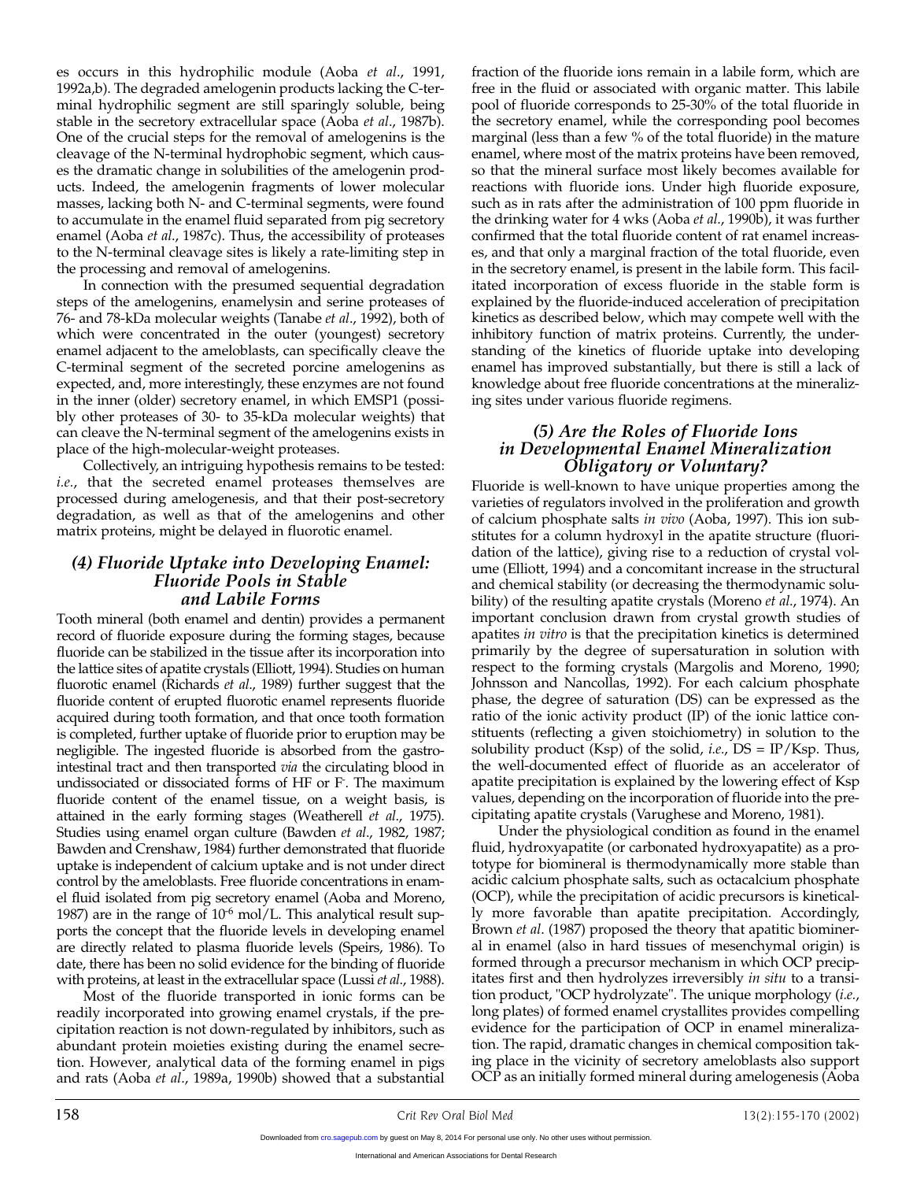es occurs in this hydrophilic module (Aoba *et al*., 1991, 1992a,b). The degraded amelogenin products lacking the C-terminal hydrophilic segment are still sparingly soluble, being stable in the secretory extracellular space (Aoba *et al*., 1987b). One of the crucial steps for the removal of amelogenins is the cleavage of the N-terminal hydrophobic segment, which causes the dramatic change in solubilities of the amelogenin products. Indeed, the amelogenin fragments of lower molecular masses, lacking both N- and C-terminal segments, were found to accumulate in the enamel fluid separated from pig secretory enamel (Aoba *et al*., 1987c). Thus, the accessibility of proteases to the N-terminal cleavage sites is likely a rate-limiting step in the processing and removal of amelogenins.

In connection with the presumed sequential degradation steps of the amelogenins, enamelysin and serine proteases of 76- and 78-kDa molecular weights (Tanabe *et al*., 1992), both of which were concentrated in the outer (youngest) secretory enamel adjacent to the ameloblasts, can specifically cleave the C-terminal segment of the secreted porcine amelogenins as expected, and, more interestingly, these enzymes are not found in the inner (older) secretory enamel, in which EMSP1 (possibly other proteases of 30- to 35-kDa molecular weights) that can cleave the N-terminal segment of the amelogenins exists in place of the high-molecular-weight proteases.

Collectively, an intriguing hypothesis remains to be tested: *i.e.*, that the secreted enamel proteases themselves are processed during amelogenesis, and that their post-secretory degradation, as well as that of the amelogenins and other matrix proteins, might be delayed in fluorotic enamel.

### (4) Fluoride Uptake into Developing Enamel: Fluoride Pools in Stable and Labile Forms

Tooth mineral (both enamel and dentin) provides a permanent record of fluoride exposure during the forming stages, because fluoride can be stabilized in the tissue after its incorporation into the lattice sites of apatite crystals (Elliott, 1994). Studies on human fluorotic enamel (Richards *et al*., 1989) further suggest that the fluoride content of erupted fluorotic enamel represents fluoride acquired during tooth formation, and that once tooth formation is completed, further uptake of fluoride prior to eruption may be negligible. The ingested fluoride is absorbed from the gastrointestinal tract and then transported *via* the circulating blood in undissociated or dissociated forms of HF or $F^-$. The maximum fluoride content of the enamel tissue, on a weight basis, is attained in the early forming stages (Weatherell *et al*., 1975). Studies using enamel organ culture (Bawden *et al*., 1982, 1987; Bawden and Crenshaw, 1984) further demonstrated that fluoride uptake is independent of calcium uptake and is not under direct control by the ameloblasts. Free fluoride concentrations in enamel fluid isolated from pig secretory enamel (Aoba and Moreno, 1987) are in the range of $10^{-6}$ mol/L. This analytical result supports the concept that the fluoride levels in developing enamel are directly related to plasma fluoride levels (Speirs, 1986). To date, there has been no solid evidence for the binding of fluoride with proteins, at least in the extracellular space (Lussi *et al*., 1988).

Most of the fluoride transported in ionic forms can be readily incorporated into growing enamel crystals, if the precipitation reaction is not down-regulated by inhibitors, such as abundant protein moieties existing during the enamel secretion. However, analytical data of the forming enamel in pigs and rats (Aoba *et al*., 1989a, 1990b) showed that a substantial fraction of the fluoride ions remain in a labile form, which are free in the fluid or associated with organic matter. This labile pool of fluoride corresponds to 25-30% of the total fluoride in the secretory enamel, while the corresponding pool becomes marginal (less than a few % of the total fluoride) in the mature enamel, where most of the matrix proteins have been removed, so that the mineral surface most likely becomes available for reactions with fluoride ions. Under high fluoride exposure, such as in rats after the administration of 100 ppm fluoride in the drinking water for 4 wks (Aoba *et al*., 1990b), it was further confirmed that the total fluoride content of rat enamel increases, and that only a marginal fraction of the total fluoride, even in the secretory enamel, is present in the labile form. This facilitated incorporation of excess fluoride in the stable form is explained by the fluoride-induced acceleration of precipitation kinetics as described below, which may compete well with the inhibitory function of matrix proteins. Currently, the understanding of the kinetics of fluoride uptake into developing enamel has improved substantially, but there is still a lack of knowledge about free fluoride concentrations at the mineralizing sites under various fluoride regimens.

### (5) Are the Roles of Fluoride Ions in Developmental Enamel Mineralization Obligatory or Voluntary?

Fluoride is well-known to have unique properties among the varieties of regulators involved in the proliferation and growth of calcium phosphate salts *in vivo* (Aoba, 1997). This ion substitutes for a column hydroxyl in the apatite structure (fluoridation of the lattice), giving rise to a reduction of crystal volume (Elliott, 1994) and a concomitant increase in the structural and chemical stability (or decreasing the thermodynamic solubility) of the resulting apatite crystals (Moreno *et al*., 1974). An important conclusion drawn from crystal growth studies of apatites *in vitro* is that the precipitation kinetics is determined primarily by the degree of supersaturation in solution with respect to the forming crystals (Margolis and Moreno, 1990; Johnsson and Nancollas, 1992). For each calcium phosphate phase, the degree of saturation (DS) can be expressed as the ratio of the ionic activity product (IP) of the ionic lattice constituents (reflecting a given stoichiometry) in solution to the solubility product (Ksp) of the solid, *i.e.*, DS = IP/Ksp. Thus, the well-documented effect of fluoride as an accelerator of apatite precipitation is explained by the lowering effect of Ksp values, depending on the incorporation of fluoride into the precipitating apatite crystals (Varughese and Moreno, 1981).

Under the physiological condition as found in the enamel fluid, hydroxyapatite (or carbonated hydroxyapatite) as a prototype for biomineral is thermodynamically more stable than acidic calcium phosphate salts, such as octacalcium phosphate (OCP), while the precipitation of acidic precursors is kinetically more favorable than apatite precipitation. Accordingly, Brown *et al*. (1987) proposed the theory that apatitic biomineral in enamel (also in hard tissues of mesenchymal origin) is formed through a precursor mechanism in which OCP precipitates first and then hydrolyzes irreversibly *in situ* to a transition product, "OCP hydrolyzate". The unique morphology (*i.e.*, long plates) of formed enamel crystallites provides compelling evidence for the participation of OCP in enamel mineralization. The rapid, dramatic changes in chemical composition taking place in the vicinity of secretory ameloblasts also support OCP as an initially formed mineral during amelogenesis (Aoba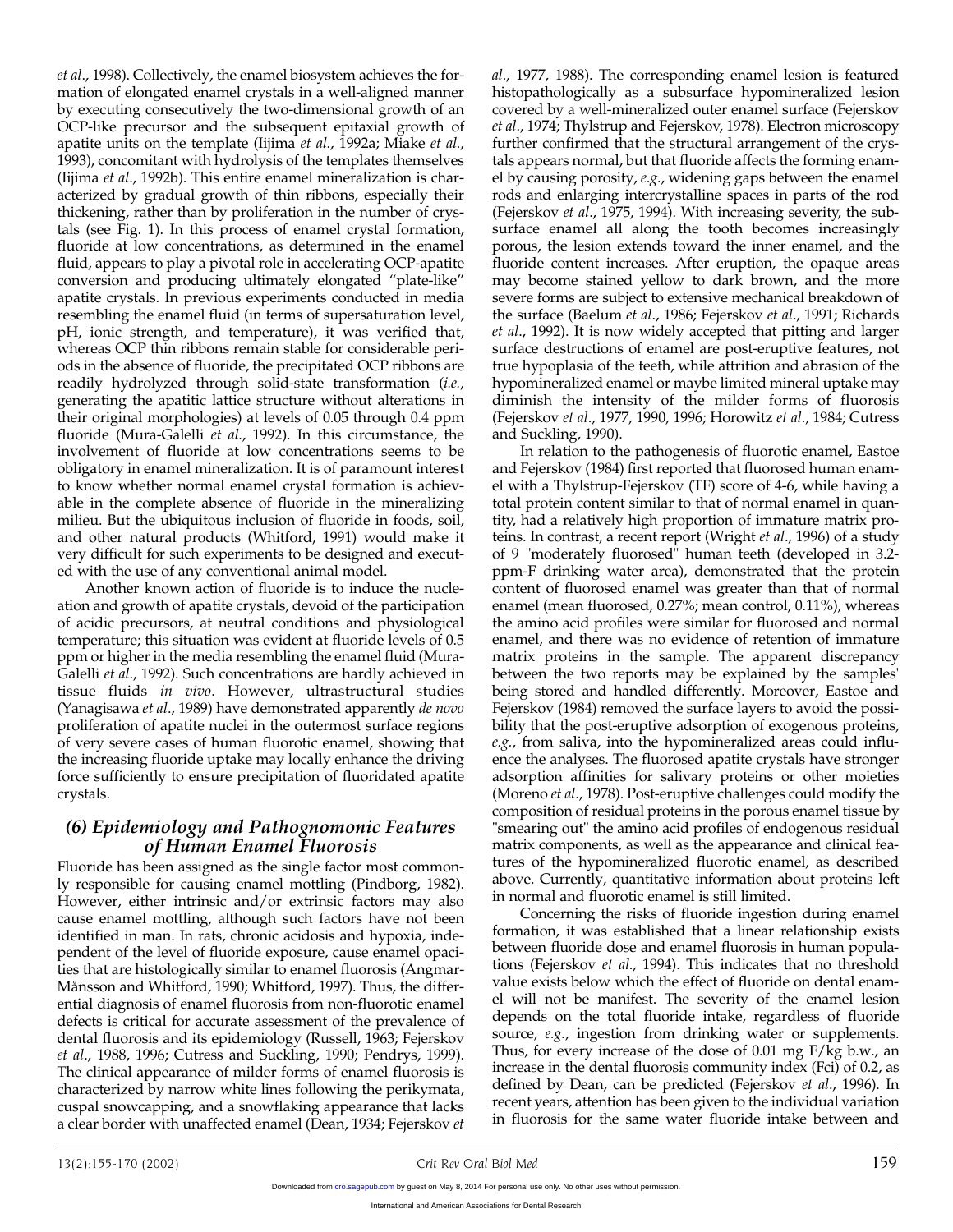*et al*., 1998). Collectively, the enamel biosystem achieves the formation of elongated enamel crystals in a well-aligned manner by executing consecutively the two-dimensional growth of an OCP-like precursor and the subsequent epitaxial growth of apatite units on the template (Iijima *et al*., 1992a; Miake *et al*., 1993), concomitant with hydrolysis of the templates themselves (Iijima *et al*., 1992b). This entire enamel mineralization is characterized by gradual growth of thin ribbons, especially their thickening, rather than by proliferation in the number of crystals (see Fig. 1). In this process of enamel crystal formation, fluoride at low concentrations, as determined in the enamel fluid, appears to play a pivotal role in accelerating OCP-apatite conversion and producing ultimately elongated "plate-like" apatite crystals. In previous experiments conducted in media resembling the enamel fluid (in terms of supersaturation level, pH, ionic strength, and temperature), it was verified that, whereas OCP thin ribbons remain stable for considerable periods in the absence of fluoride, the precipitated OCP ribbons are readily hydrolyzed through solid-state transformation (*i.e.*, generating the apatitic lattice structure without alterations in their original morphologies) at levels of 0.05 through 0.4 ppm fluoride (Mura-Galelli *et al*., 1992). In this circumstance, the involvement of fluoride at low concentrations seems to be obligatory in enamel mineralization. It is of paramount interest to know whether normal enamel crystal formation is achievable in the complete absence of fluoride in the mineralizing milieu. But the ubiquitous inclusion of fluoride in foods, soil, and other natural products (Whitford, 1991) would make it very difficult for such experiments to be designed and executed with the use of any conventional animal model.

Another known action of fluoride is to induce the nucleation and growth of apatite crystals, devoid of the participation of acidic precursors, at neutral conditions and physiological temperature; this situation was evident at fluoride levels of 0.5 ppm or higher in the media resembling the enamel fluid (Mura-Galelli *et al*., 1992). Such concentrations are hardly achieved in tissue fluids *in vivo*. However, ultrastructural studies (Yanagisawa *et al*., 1989) have demonstrated apparently *de novo* proliferation of apatite nuclei in the outermost surface regions of very severe cases of human fluorotic enamel, showing that the increasing fluoride uptake may locally enhance the driving force sufficiently to ensure precipitation of fluoridated apatite crystals.

## *(6) Epidemiology and Pathognomonic Features of Human Enamel Fluorosis*

Fluoride has been assigned as the single factor most commonly responsible for causing enamel mottling (Pindborg, 1982). However, either intrinsic and/or extrinsic factors may also cause enamel mottling, although such factors have not been identified in man. In rats, chronic acidosis and hypoxia, independent of the level of fluoride exposure, cause enamel opacities that are histologically similar to enamel fluorosis (Angmar-Månsson and Whitford, 1990; Whitford, 1997). Thus, the differential diagnosis of enamel fluorosis from non-fluorotic enamel defects is critical for accurate assessment of the prevalence of dental fluorosis and its epidemiology (Russell, 1963; Fejerskov *et al*., 1988, 1996; Cutress and Suckling, 1990; Pendrys, 1999). The clinical appearance of milder forms of enamel fluorosis is characterized by narrow white lines following the perikymata, cuspal snowcapping, and a snowflaking appearance that lacks a clear border with unaffected enamel (Dean, 1934; Fejerskov *et al*., 1977, 1988). The corresponding enamel lesion is featured histopathologically as a subsurface hypomineralized lesion covered by a well-mineralized outer enamel surface (Fejerskov *et al*., 1974; Thylstrup and Fejerskov, 1978). Electron microscopy further confirmed that the structural arrangement of the crystals appears normal, but that fluoride affects the forming enamel by causing porosity, *e.g.*, widening gaps between the enamel rods and enlarging intercrystalline spaces in parts of the rod (Fejerskov *et al*., 1975, 1994). With increasing severity, the subsurface enamel all along the tooth becomes increasingly porous, the lesion extends toward the inner enamel, and the fluoride content increases. After eruption, the opaque areas may become stained yellow to dark brown, and the more severe forms are subject to extensive mechanical breakdown of the surface (Baelum *et al*., 1986; Fejerskov *et al*., 1991; Richards *et al*., 1992). It is now widely accepted that pitting and larger surface destructions of enamel are post-eruptive features, not true hypoplasia of the teeth, while attrition and abrasion of the hypomineralized enamel or maybe limited mineral uptake may diminish the intensity of the milder forms of fluorosis (Fejerskov *et al*., 1977, 1990, 1996; Horowitz *et al*., 1984; Cutress and Suckling, 1990).

In relation to the pathogenesis of fluorotic enamel, Eastoe and Fejerskov (1984) first reported that fluorosed human enamel with a Thylstrup-Fejerskov (TF) score of 4-6, while having a total protein content similar to that of normal enamel in quantity, had a relatively high proportion of immature matrix proteins. In contrast, a recent report (Wright *et al*., 1996) of a study of 9 "moderately fluorosed" human teeth (developed in 3.2-ppm-F drinking water area), demonstrated that the protein content of fluorosed enamel was greater than that of normal enamel (mean fluorosed, 0.27%; mean control, 0.11%), whereas the amino acid profiles were similar for fluorosed and normal enamel, and there was no evidence of retention of immature matrix proteins in the sample. The apparent discrepancy between the two reports may be explained by the samples' being stored and handled differently. Moreover, Eastoe and Fejerskov (1984) removed the surface layers to avoid the possibility that the post-eruptive adsorption of exogenous proteins, *e.g.*, from saliva, into the hypomineralized areas could influence the analyses. The fluorosed apatite crystals have stronger adsorption affinities for salivary proteins or other moieties (Moreno *et al*., 1978). Post-eruptive challenges could modify the composition of residual proteins in the porous enamel tissue by "smearing out" the amino acid profiles of endogenous residual matrix components, as well as the appearance and clinical features of the hypomineralized fluorotic enamel, as described above. Currently, quantitative information about proteins left in normal and fluorotic enamel is still limited.

Concerning the risks of fluoride ingestion during enamel formation, it was established that a linear relationship exists between fluoride dose and enamel fluorosis in human populations (Fejerskov *et al*., 1994). This indicates that no threshold value exists below which the effect of fluoride on dental enamel will not be manifest. The severity of the enamel lesion depends on the total fluoride intake, regardless of fluoride source, *e.g.*, ingestion from drinking water or supplements. Thus, for every increase of the dose of 0.01 mg F/kg b.w., an increase in the dental fluorosis community index (Fci) of 0.2, as defined by Dean, can be predicted (Fejerskov *et al*., 1996). In recent years, attention has been given to the individual variation in fluorosis for the same water fluoride intake between and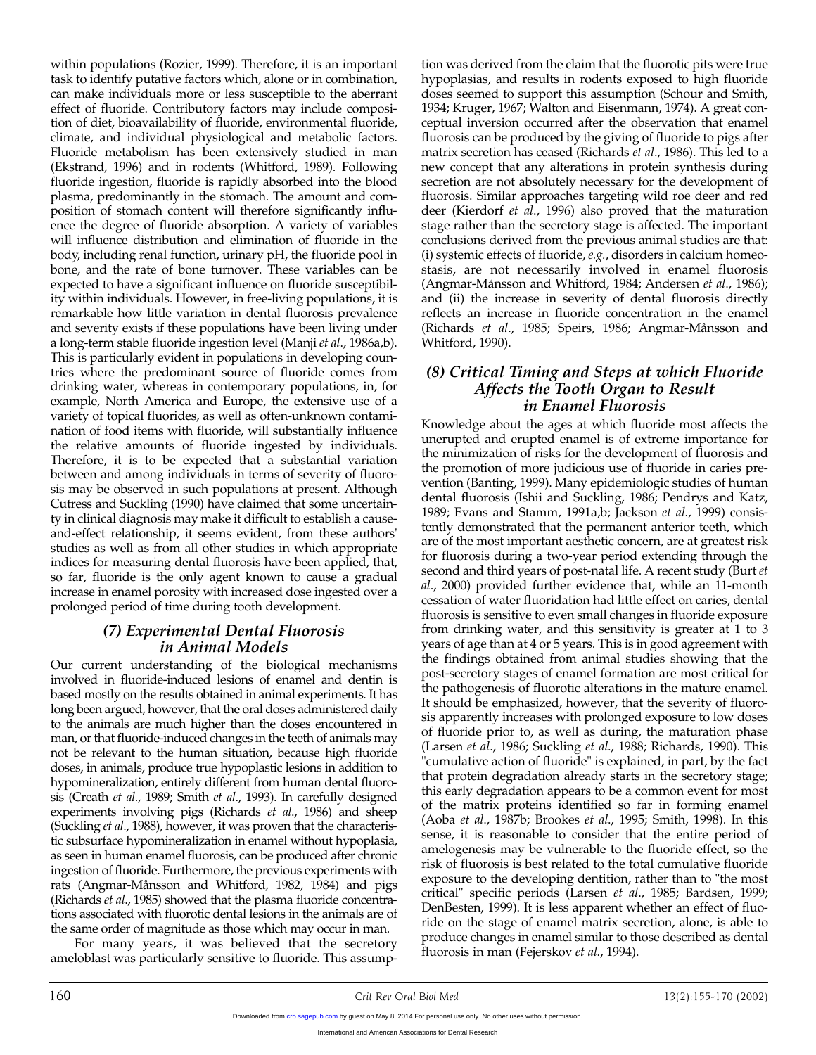within populations (Rozier, 1999). Therefore, it is an important task to identify putative factors which, alone or in combination, can make individuals more or less susceptible to the aberrant effect of fluoride. Contributory factors may include composition of diet, bioavailability of fluoride, environmental fluoride, climate, and individual physiological and metabolic factors. Fluoride metabolism has been extensively studied in man (Ekstrand, 1996) and in rodents (Whitford, 1989). Following fluoride ingestion, fluoride is rapidly absorbed into the blood plasma, predominantly in the stomach. The amount and composition of stomach content will therefore significantly influence the degree of fluoride absorption. A variety of variables will influence distribution and elimination of fluoride in the body, including renal function, urinary pH, the fluoride pool in bone, and the rate of bone turnover. These variables can be expected to have a significant influence on fluoride susceptibility within individuals. However, in free-living populations, it is remarkable how little variation in dental fluorosis prevalence and severity exists if these populations have been living under a long-term stable fluoride ingestion level (Manji *et al*., 1986a,b). This is particularly evident in populations in developing countries where the predominant source of fluoride comes from drinking water, whereas in contemporary populations, in, for example, North America and Europe, the extensive use of a variety of topical fluorides, as well as often-unknown contamination of food items with fluoride, will substantially influence the relative amounts of fluoride ingested by individuals. Therefore, it is to be expected that a substantial variation between and among individuals in terms of severity of fluorosis may be observed in such populations at present. Although Cutress and Suckling (1990) have claimed that some uncertainty in clinical diagnosis may make it difficult to establish a cause-and-effect relationship, it seems evident, from these authors' studies as well as from all other studies in which appropriate indices for measuring dental fluorosis have been applied, that, so far, fluoride is the only agent known to cause a gradual increase in enamel porosity with increased dose ingested over a prolonged period of time during tooth development.

## (7) Experimental Dental Fluorosis in Animal Models

Our current understanding of the biological mechanisms involved in fluoride-induced lesions of enamel and dentin is based mostly on the results obtained in animal experiments. It has long been argued, however, that the oral doses administered daily to the animals are much higher than the doses encountered in man, or that fluoride-induced changes in the teeth of animals may not be relevant to the human situation, because high fluoride doses, in animals, produce true hypoplastic lesions in addition to hypomineralization, entirely different from human dental fluorosis (Creath *et al*., 1989; Smith *et al*., 1993). In carefully designed experiments involving pigs (Richards *et al*., 1986) and sheep (Suckling *et al*., 1988), however, it was proven that the characteristic subsurface hypomineralization in enamel without hypoplasia, as seen in human enamel fluorosis, can be produced after chronic ingestion of fluoride. Furthermore, the previous experiments with rats (Angmar-Månsson and Whitford, 1982, 1984) and pigs (Richards *et al*., 1985) showed that the plasma fluoride concentrations associated with fluorotic dental lesions in the animals are of the same order of magnitude as those which may occur in man.

For many years, it was believed that the secretory ameloblast was particularly sensitive to fluoride. This assumption was derived from the claim that the fluorotic pits were true hypoplasias, and results in rodents exposed to high fluoride doses seemed to support this assumption (Schour and Smith, 1934; Kruger, 1967; Walton and Eisenmann, 1974). A great conceptual inversion occurred after the observation that enamel fluorosis can be produced by the giving of fluoride to pigs after matrix secretion has ceased (Richards *et al*., 1986). This led to a new concept that any alterations in protein synthesis during secretion are not absolutely necessary for the development of fluorosis. Similar approaches targeting wild roe deer and red deer (Kierdorf *et al*., 1996) also proved that the maturation stage rather than the secretory stage is affected. The important conclusions derived from the previous animal studies are that: (i) systemic effects of fluoride, *e.g.*, disorders in calcium homeostasis, are not necessarily involved in enamel fluorosis (Angmar-Månsson and Whitford, 1984; Andersen *et al*., 1986); and (ii) the increase in severity of dental fluorosis directly reflects an increase in fluoride concentration in the enamel (Richards *et al*., 1985; Speirs, 1986; Angmar-Månsson and Whitford, 1990).

## (8) Critical Timing and Steps at which Fluoride Affects the Tooth Organ to Result in Enamel Fluorosis

Knowledge about the ages at which fluoride most affects the unerupted and erupted enamel is of extreme importance for the minimization of risks for the development of fluorosis and the promotion of more judicious use of fluoride in caries prevention (Banting, 1999). Many epidemiologic studies of human dental fluorosis (Ishii and Suckling, 1986; Pendrys and Katz, 1989; Evans and Stamm, 1991a,b; Jackson *et al*., 1999) consistently demonstrated that the permanent anterior teeth, which are of the most important aesthetic concern, are at greatest risk for fluorosis during a two-year period extending through the second and third years of post-natal life. A recent study (Burt *et al*., 2000) provided further evidence that, while an 11-month cessation of water fluoridation had little effect on caries, dental fluorosis is sensitive to even small changes in fluoride exposure from drinking water, and this sensitivity is greater at 1 to 3 years of age than at 4 or 5 years. This is in good agreement with the findings obtained from animal studies showing that the post-secretory stages of enamel formation are most critical for the pathogenesis of fluorotic alterations in the mature enamel. It should be emphasized, however, that the severity of fluorosis apparently increases with prolonged exposure to low doses of fluoride prior to, as well as during, the maturation phase (Larsen *et al*., 1986; Suckling *et al*., 1988; Richards, 1990). This "cumulative action of fluoride" is explained, in part, by the fact that protein degradation already starts in the secretory stage; this early degradation appears to be a common event for most of the matrix proteins identified so far in forming enamel (Aoba *et al*., 1987b; Brookes *et al*., 1995; Smith, 1998). In this sense, it is reasonable to consider that the entire period of amelogenesis may be vulnerable to the fluoride effect, so the risk of fluorosis is best related to the total cumulative fluoride exposure to the developing dentition, rather than to "the most critical" specific periods (Larsen *et al*., 1985; Bardsen, 1999; DenBesten, 1999). It is less apparent whether an effect of fluoride on the stage of enamel matrix secretion, alone, is able to produce changes in enamel similar to those described as dental fluorosis in man (Fejerskov *et al*., 1994).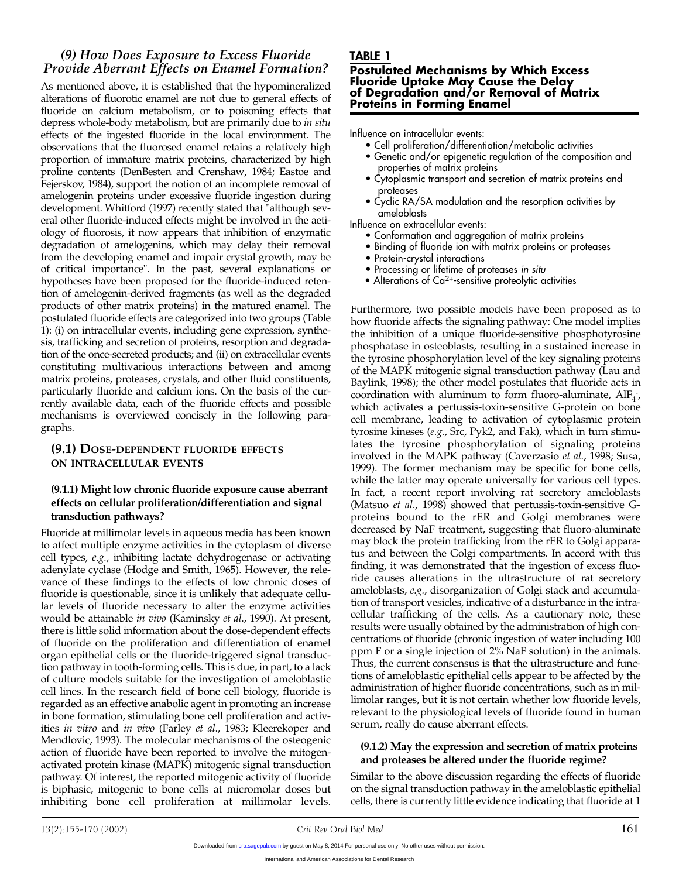### *(9) How Does Exposure to Excess Fluoride Provide Aberrant Effects on Enamel Formation?*

As mentioned above, it is established that the hypomineralized alterations of fluorotic enamel are not due to general effects of fluoride on calcium metabolism, or to poisoning effects that depress whole-body metabolism, but are primarily due to *in situ* effects of the ingested fluoride in the local environment. The observations that the fluorosed enamel retains a relatively high proportion of immature matrix proteins, characterized by high proline contents (DenBesten and Crenshaw, 1984; Eastoe and Fejerskov, 1984), support the notion of an incomplete removal of amelogenin proteins under excessive fluoride ingestion during development. Whitford (1997) recently stated that "although several other fluoride-induced effects might be involved in the aetiology of fluorosis, it now appears that inhibition of enzymatic degradation of amelogenins, which may delay their removal from the developing enamel and impair crystal growth, may be of critical importance". In the past, several explanations or hypotheses have been proposed for the fluoride-induced retention of amelogenin-derived fragments (as well as the degraded products of other matrix proteins) in the matured enamel. The postulated fluoride effects are categorized into two groups (Table 1): (i) on intracellular events, including gene expression, synthesis, trafficking and secretion of proteins, resorption and degradation of the once-secreted products; and (ii) on extracellular events constituting multivarious interactions between and among matrix proteins, proteases, crystals, and other fluid constituents, particularly fluoride and calcium ions. On the basis of the currently available data, each of the fluoride effects and possible mechanisms is overviewed concisely in the following paragraphs.

**TABLE 1**
**Postulated Mechanisms by Which Excess Fluoride Uptake May Cause the Delay of Degradation and/or Removal of Matrix Proteins in Forming Enamel**

Influence on intracellular events:

- Cell proliferation/differentiation/metabolic activities
- Genetic and/or epigenetic regulation of the composition and properties of matrix proteins
- Cytoplasmic transport and secretion of matrix proteins and proteases
- Cyclic RA/SA modulation and the resorption activities by ameloblasts

Influence on extracellular events:

- Conformation and aggregation of matrix proteins
- Binding of fluoride ion with matrix proteins or proteases
- Protein-crystal interactions
- Processing or lifetime of proteases *in situ*
- Alterations of $Ca^{2+}$-sensitive proteolytic activities

#### (9.1) Dose-dependent fluoride effects on intracellular events

##### (9.1.1) Might low chronic fluoride exposure cause aberrant effects on cellular proliferation/differentiation and signal transduction pathways?

Fluoride at millimolar levels in aqueous media has been known to affect multiple enzyme activities in the cytoplasm of diverse cell types, *e.g.*, inhibiting lactate dehydrogenase or activating adenylate cyclase (Hodge and Smith, 1965). However, the relevance of these findings to the effects of low chronic doses of fluoride is questionable, since it is unlikely that adequate cellular levels of fluoride necessary to alter the enzyme activities would be attainable *in vivo* (Kaminsky *et al.*, 1990). At present, there is little solid information about the dose-dependent effects of fluoride on the proliferation and differentiation of enamel organ epithelial cells or the fluoride-triggered signal transduction pathway in tooth-forming cells. This is due, in part, to a lack of culture models suitable for the investigation of ameloblastic cell lines. In the research field of bone cell biology, fluoride is regarded as an effective anabolic agent in promoting an increase in bone formation, stimulating bone cell proliferation and activities *in vitro* and *in vivo* (Farley *et al.*, 1983; Kleerekoper and Mendlovic, 1993). The molecular mechanisms of the osteogenic action of fluoride have been reported to involve the mitogen-activated protein kinase (MAPK) mitogenic signal transduction pathway. Of interest, the reported mitogenic activity of fluoride is biphasic, mitogenic to bone cells at micromolar doses but inhibiting bone cell proliferation at millimolar levels. Furthermore, two possible models have been proposed as to how fluoride affects the signaling pathway: One model implies the inhibition of a unique fluoride-sensitive phosphotyrosine phosphatase in osteoblasts, resulting in a sustained increase in the tyrosine phosphorylation level of the key signaling proteins of the MAPK mitogenic signal transduction pathway (Lau and Baylink, 1998); the other model postulates that fluoride acts in coordination with aluminum to form fluoro-aluminate, $AlF_4^-$, which activates a pertussis-toxin-sensitive G-protein on bone cell membrane, leading to activation of cytoplasmic protein tyrosine kineses (*e.g.*, Src, Pyk2, and Fak), which in turn stimulates the tyrosine phosphorylation of signaling proteins involved in the MAPK pathway (Caverzasio *et al.*, 1998; Susa, 1999). The former mechanism may be specific for bone cells, while the latter may operate universally for various cell types. In fact, a recent report involving rat secretory ameloblasts (Matsuo *et al.*, 1998) showed that pertussis-toxin-sensitive G-proteins bound to the rER and Golgi membranes were decreased by NaF treatment, suggesting that fluoro-aluminate may block the protein trafficking from the rER to Golgi apparatus and between the Golgi compartments. In accord with this finding, it was demonstrated that the ingestion of excess fluoride causes alterations in the ultrastructure of rat secretory ameloblasts, *e.g.*, disorganization of Golgi stack and accumulation of transport vesicles, indicative of a disturbance in the intracellular trafficking of the cells. As a cautionary note, these results were usually obtained by the administration of high concentrations of fluoride (chronic ingestion of water including 100 ppm F or a single injection of 2% NaF solution) in the animals. Thus, the current consensus is that the ultrastructure and functions of ameloblastic epithelial cells appear to be affected by the administration of higher fluoride concentrations, such as in millimolar ranges, but it is not certain whether low fluoride levels, relevant to the physiological levels of fluoride found in human serum, really do cause aberrant effects.

##### (9.1.2) May the expression and secretion of matrix proteins and proteases be altered under the fluoride regime?

Similar to the above discussion regarding the effects of fluoride on the signal transduction pathway in the ameloblastic epithelial cells, there is currently little evidence indicating that fluoride at 1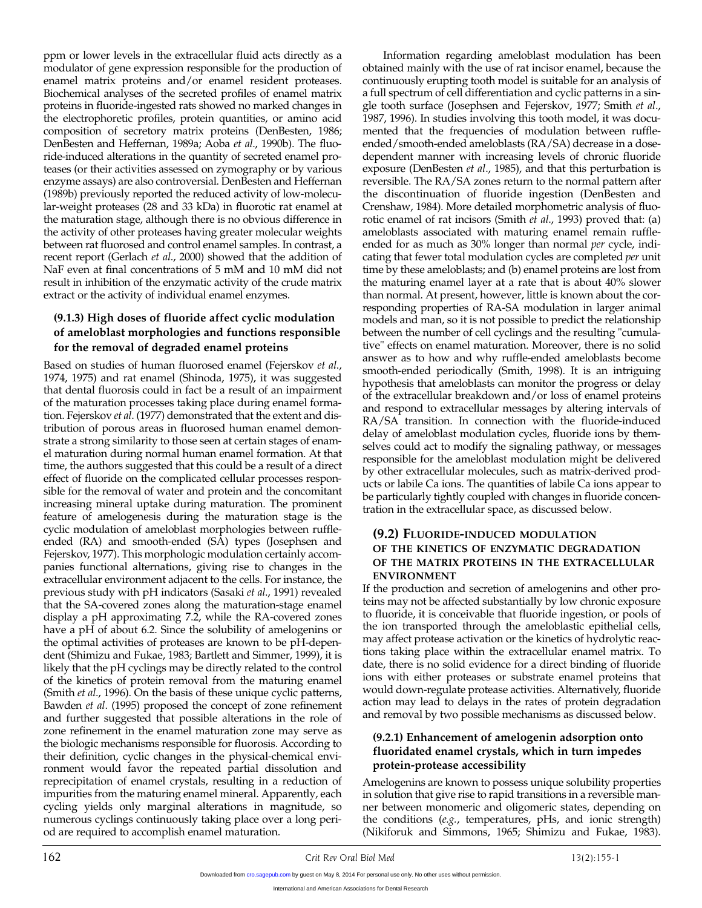ppm or lower levels in the extracellular fluid acts directly as a modulator of gene expression responsible for the production of enamel matrix proteins and/or enamel resident proteases. Biochemical analyses of the secreted profiles of enamel matrix proteins in fluoride-ingested rats showed no marked changes in the electrophoretic profiles, protein quantities, or amino acid composition of secretory matrix proteins (DenBesten, 1986; DenBesten and Heffernan, 1989a; Aoba *et al*., 1990b). The fluoride-induced alterations in the quantity of secreted enamel proteases (or their activities assessed on zymography or by various enzyme assays) are also controversial. DenBesten and Heffernan (1989b) previously reported the reduced activity of low-molecular-weight proteases (28 and 33 kDa) in fluorotic rat enamel at the maturation stage, although there is no obvious difference in the activity of other proteases having greater molecular weights between rat fluorosed and control enamel samples. In contrast, a recent report (Gerlach *et al*., 2000) showed that the addition of NaF even at final concentrations of 5 mM and 10 mM did not result in inhibition of the enzymatic activity of the crude matrix extract or the activity of individual enamel enzymes.

### (9.1.3) High doses of fluoride affect cyclic modulation of ameloblast morphologies and functions responsible for the removal of degraded enamel proteins

Based on studies of human fluorosed enamel (Fejerskov *et al*., 1974, 1975) and rat enamel (Shinoda, 1975), it was suggested that dental fluorosis could in fact be a result of an impairment of the maturation processes taking place during enamel formation. Fejerskov *et al*. (1977) demonstrated that the extent and distribution of porous areas in fluorosed human enamel demonstrate a strong similarity to those seen at certain stages of enamel maturation during normal human enamel formation. At that time, the authors suggested that this could be a result of a direct effect of fluoride on the complicated cellular processes responsible for the removal of water and protein and the concomitant increasing mineral uptake during maturation. The prominent feature of amelogenesis during the maturation stage is the cyclic modulation of ameloblast morphologies between ruffle-ended (RA) and smooth-ended (SA) types (Josephsen and Fejerskov, 1977). This morphologic modulation certainly accompanies functional alternations, giving rise to changes in the extracellular environment adjacent to the cells. For instance, the previous study with pH indicators (Sasaki *et al*., 1991) revealed that the SA-covered zones along the maturation-stage enamel display a pH approximating 7.2, while the RA-covered zones have a pH of about 6.2. Since the solubility of amelogenins or the optimal activities of proteases are known to be pH-dependent (Shimizu and Fukae, 1983; Bartlett and Simmer, 1999), it is likely that the pH cyclings may be directly related to the control of the kinetics of protein removal from the maturing enamel (Smith *et al*., 1996). On the basis of these unique cyclic patterns, Bawden *et al*. (1995) proposed the concept of zone refinement and further suggested that possible alterations in the role of zone refinement in the enamel maturation zone may serve as the biologic mechanisms responsible for fluorosis. According to their definition, cyclic changes in the physical-chemical environment would favor the repeated partial dissolution and reprecipitation of enamel crystals, resulting in a reduction of impurities from the maturing enamel mineral. Apparently, each cycling yields only marginal alterations in magnitude, so numerous cyclings continuously taking place over a long period are required to accomplish enamel maturation.

Information regarding ameloblast modulation has been obtained mainly with the use of rat incisor enamel, because the continuously erupting tooth model is suitable for an analysis of a full spectrum of cell differentiation and cyclic patterns in a single tooth surface (Josephsen and Fejerskov, 1977; Smith *et al*., 1987, 1996). In studies involving this tooth model, it was documented that the frequencies of modulation between ruffle-ended/smooth-ended ameloblasts (RA/SA) decrease in a dose-dependent manner with increasing levels of chronic fluoride exposure (DenBesten *et al*., 1985), and that this perturbation is reversible. The RA/SA zones return to the normal pattern after the discontinuation of fluoride ingestion (DenBesten and Crenshaw, 1984). More detailed morphometric analysis of fluorotic enamel of rat incisors (Smith *et al*., 1993) proved that: (a) ameloblasts associated with maturing enamel remain ruffle-ended for as much as 30% longer than normal *per* cycle, indicating that fewer total modulation cycles are completed *per* unit time by these ameloblasts; and (b) enamel proteins are lost from the maturing enamel layer at a rate that is about 40% slower than normal. At present, however, little is known about the corresponding properties of RA-SA modulation in larger animal models and man, so it is not possible to predict the relationship between the number of cell cyclings and the resulting "cumulative" effects on enamel maturation. Moreover, there is no solid answer as to how and why ruffle-ended ameloblasts become smooth-ended periodically (Smith, 1998). It is an intriguing hypothesis that ameloblasts can monitor the progress or delay of the extracellular breakdown and/or loss of enamel proteins and respond to extracellular messages by altering intervals of RA/SA transition. In connection with the fluoride-induced delay of ameloblast modulation cycles, fluoride ions by themselves could act to modify the signaling pathway, or messages responsible for the ameloblast modulation might be delivered by other extracellular molecules, such as matrix-derived products or labile Ca ions. The quantities of labile Ca ions appear to be particularly tightly coupled with changes in fluoride concentration in the extracellular space, as discussed below.

## (9.2) Fluoride-induced modulation of the kinetics of enzymatic degradation of the matrix proteins in the extracellular environment

If the production and secretion of amelogenins and other proteins may not be affected substantially by low chronic exposure to fluoride, it is conceivable that fluoride ingestion, or pools of the ion transported through the ameloblastic epithelial cells, may affect protease activation or the kinetics of hydrolytic reactions taking place within the extracellular enamel matrix. To date, there is no solid evidence for a direct binding of fluoride ions with either proteases or substrate enamel proteins that would down-regulate protease activities. Alternatively, fluoride action may lead to delays in the rates of protein degradation and removal by two possible mechanisms as discussed below.

### (9.2.1) Enhancement of amelogenin adsorption onto fluoridated enamel crystals, which in turn impedes protein-protease accessibility

Amelogenins are known to possess unique solubility properties in solution that give rise to rapid transitions in a reversible manner between monomeric and oligomeric states, depending on the conditions (*e.g.*, temperatures, pHs, and ionic strength) (Nikiforuk and Simmons, 1965; Shimizu and Fukae, 1983).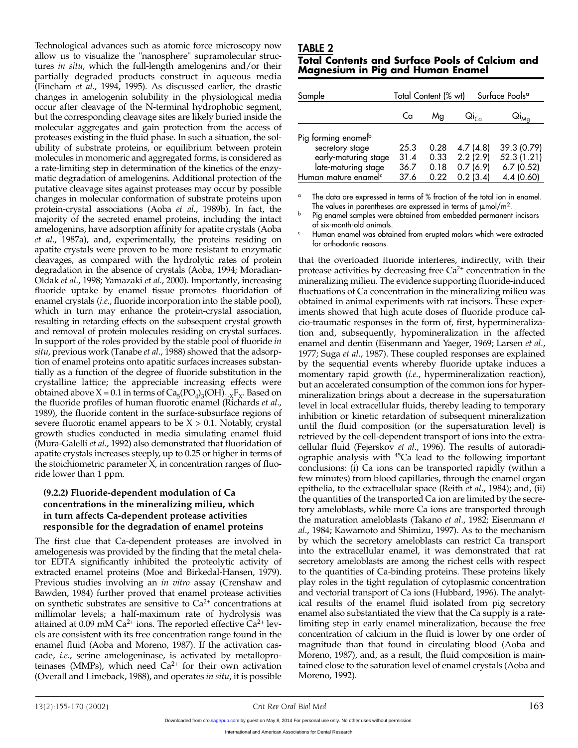Technological advances such as atomic force microscopy now allow us to visualize the "nanosphere" supramolecular structures *in situ*, which the full-length amelogenins and/or their partially degraded products construct in aqueous media (Fincham *et al.*, 1994, 1995). As discussed earlier, the drastic changes in amelogenin solubility in the physiological media occur after cleavage of the N-terminal hydrophobic segment, but the corresponding cleavage sites are likely buried inside the molecular aggregates and gain protection from the access of proteases existing in the fluid phase. In such a situation, the solubility of substrate proteins, or equilibrium between protein molecules in monomeric and aggregated forms, is considered as a rate-limiting step in determination of the kinetics of the enzymatic degradation of amelogenins. Additional protection of the putative cleavage sites against proteases may occur by possible changes in molecular conformation of substrate proteins upon protein-crystal associations (Aoba *et al.*, 1989b). In fact, the majority of the secreted enamel proteins, including the intact amelogenins, have adsorption affinity for apatite crystals (Aoba *et al.*, 1987a), and, experimentally, the proteins residing on apatite crystals were proven to be more resistant to enzymatic cleavages, as compared with the hydrolytic rates of protein degradation in the absence of crystals (Aoba, 1994; Moradian-Oldak *et al.*, 1998; Yamazaki *et al.*, 2000). Importantly, increasing fluoride uptake by enamel tissue promotes fluoridation of enamel crystals (*i.e.*, fluoride incorporation into the stable pool), which in turn may enhance the protein-crystal association, resulting in retarding effects on the subsequent crystal growth and removal of protein molecules residing on crystal surfaces. In support of the roles provided by the stable pool of fluoride *in situ*, previous work (Tanabe *et al.*, 1988) showed that the adsorption of enamel proteins onto apatitic surfaces increases substantially as a function of the degree of fluoride substitution in the crystalline lattice; the appreciable increasing effects were obtained above X = 0.1 in terms of $Ca_5(PO_4)_3(OH)_{1-X}F_X$. Based on the fluoride profiles of human fluorotic enamel (Richards *et al.*, 1989), the fluoride content in the surface-subsurface regions of severe fluorotic enamel appears to be X > 0.1. Notably, crystal growth studies conducted in media simulating enamel fluid (Mura-Galelli *et al.*, 1992) also demonstrated that fluoridation of apatite crystals increases steeply, up to 0.25 or higher in terms of the stoichiometric parameter X, in concentration ranges of fluoride lower than 1 ppm.

### (9.2.2) Fluoride-dependent modulation of Ca concentrations in the mineralizing milieu, which in turn affects Ca-dependent protease activities responsible for the degradation of enamel proteins

The first clue that Ca-dependent proteases are involved in amelogenesis was provided by the finding that the metal chelator EDTA significantly inhibited the proteolytic activity of extracted enamel proteins (Moe and Birkedal-Hansen, 1979). Previous studies involving an *in vitro* assay (Crenshaw and Bawden, 1984) further proved that enamel protease activities on synthetic substrates are sensitive to $Ca^{2+}$ concentrations at millimolar levels; a half-maximum rate of hydrolysis was attained at 0.09 mM $Ca^{2+}$ ions. The reported effective $Ca^{2+}$ levels are consistent with its free concentration range found in the enamel fluid (Aoba and Moreno, 1987). If the activation cascade, *i.e.*, serine amelogeninase, is activated by metalloproteinases (MMPs), which need $Ca^{2+}$ for their own activation (Overall and Limeback, 1988), and operates *in situ*, it is possible

**TABLE 2**
**Total Contents and Surface Pools of Calcium and Magnesium in Pig and Human Enamel**

| Sample | Total Content (% wt) | | Surface Pools[a] | |
|---|---|---|---|---|
| | Ca | Mg | $Qi_{Ca}$ | $Qi_{Mg}$ |
| Pig forming enamel[b] | | | | |
| secretory stage | 25.3 | 0.28 | 4.7 (4.8) | 39.3 (0.79) |
| early-maturing stage | 31.4 | 0.33 | 2.2 (2.9) | 52.3 (1.21) |
| late-maturing stage | 36.7 | 0.18 | 0.7 (6.9) | 6.7 (0.52) |
| Human mature enamel[c] | 37.6 | 0.22 | 0.2 (3.4) | 4.4 (0.60) |

[a] The data are expressed in terms of % fraction of the total ion in enamel. The values in parentheses are expressed in terms of μmol/m².
[b] Pig enamel samples were obtained from embedded permanent incisors of six-month-old animals.
[c] Human enamel was obtained from erupted molars which were extracted for orthodontic reasons.

that the overloaded fluoride interferes, indirectly, with their protease activities by decreasing free $Ca^{2+}$ concentration in the mineralizing milieu. The evidence supporting fluoride-induced fluctuations of Ca concentration in the mineralizing milieu was obtained in animal experiments with rat incisors. These experiments showed that high acute doses of fluoride produce calcio-traumatic responses in the form of, first, hypermineralization and, subsequently, hypomineralization in the affected enamel and dentin (Eisenmann and Yaeger, 1969; Larsen *et al.*, 1977; Suga *et al.*, 1987). These coupled responses are explained by the sequential events whereby fluoride uptake induces a momentary rapid growth (*i.e.*, hypermineralization reaction), but an accelerated consumption of the common ions for hypermineralization brings about a decrease in the supersaturation level in local extracellular fluids, thereby leading to temporary inhibition or kinetic retardation of subsequent mineralization until the fluid composition (or the supersaturation level) is retrieved by the cell-dependent transport of ions into the extracellular fluid (Fejerskov *et al.*, 1996). The results of autoradiographic analysis with $^{45}Ca$ lead to the following important conclusions: (i) Ca ions can be transported rapidly (within a few minutes) from blood capillaries, through the enamel organ epithelia, to the extracellular space (Reith *et al.*, 1984); and, (ii) the quantities of the transported Ca ion are limited by the secretory ameloblasts, while more Ca ions are transported through the maturation ameloblasts (Takano *et al.*, 1982; Eisenmann *et al.*, 1984; Kawamoto and Shimizu, 1997). As to the mechanism by which the secretory ameloblasts can restrict Ca transport into the extracellular enamel, it was demonstrated that rat secretory ameloblasts are among the richest cells with respect to the quantities of Ca-binding proteins. These proteins likely play roles in the tight regulation of cytoplasmic concentration and vectorial transport of Ca ions (Hubbard, 1996). The analytical results of the enamel fluid isolated from pig secretory enamel also substantiated the view that the Ca supply is a rate-limiting step in early enamel mineralization, because the free concentration of calcium in the fluid is lower by one order of magnitude than that found in circulating blood (Aoba and Moreno, 1987), and, as a result, the fluid composition is maintained close to the saturation level of enamel crystals (Aoba and Moreno, 1992).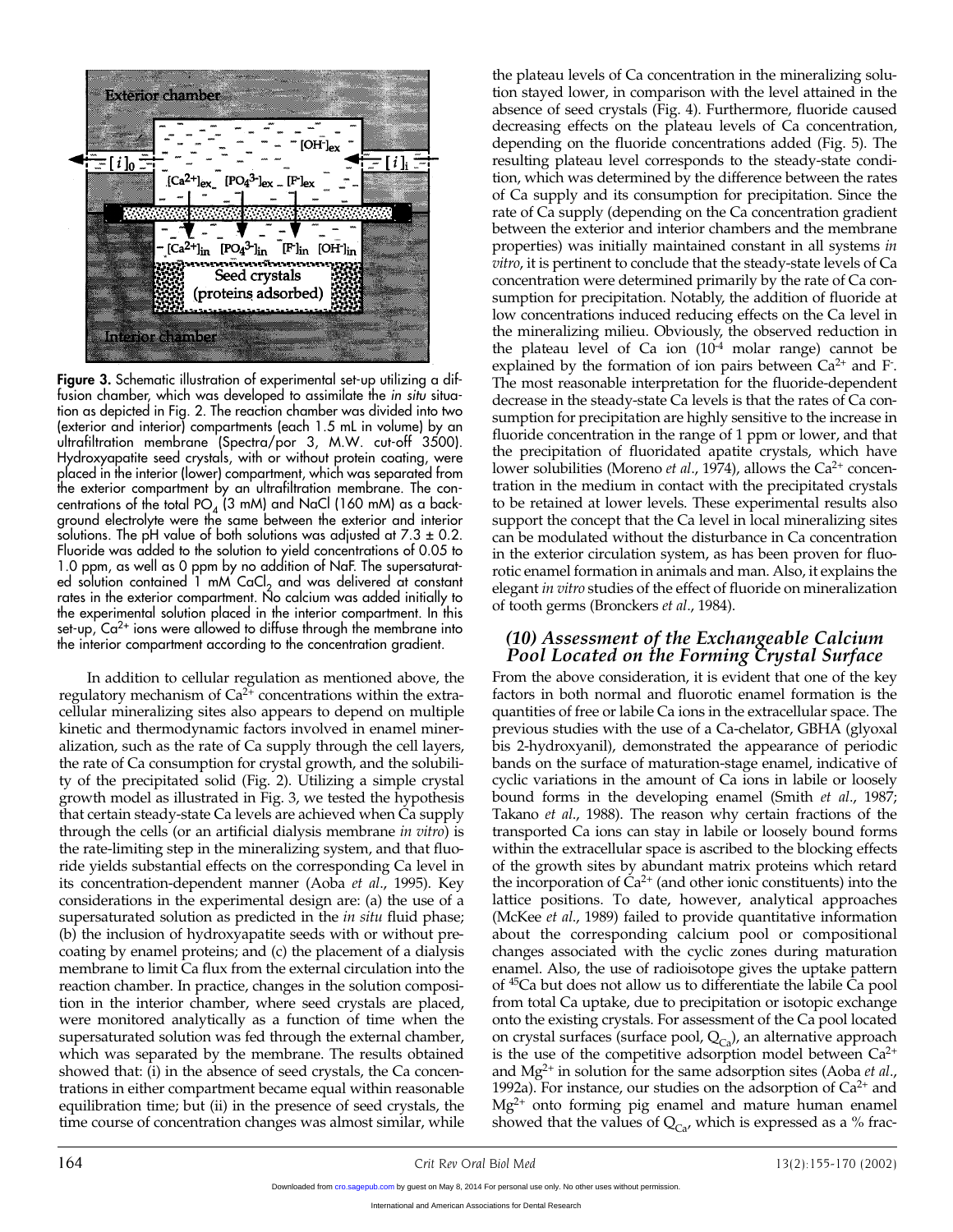Exterior chamber

$[OH^-]_{ex}$

$[i]_o$

$[i]_i$

$[Ca^{2+}]_{ex}$ $[PO_4^{3-}]_{ex}$ $[F^-]_{ex}$

$[Ca^{2+}]_{in}$ $[PO_4^{3-}]_{in}$ $[F^-]_{in}$ $[OH^-]_{in}$

Seed crystals (proteins adsorbed)

Interior chamber

**Figure 3.** Schematic illustration of experimental set-up utilizing a diffusion chamber, which was developed to assimilate the *in situ* situation as depicted in Fig. 2. The reaction chamber was divided into two (exterior and interior) compartments (each 1.5 mL in volume) by an ultrafiltration membrane (Spectra/por 3, M.W. cut-off 3500). Hydroxyapatite seed crystals, with or without protein coating, were placed in the interior (lower) compartment, which was separated from the exterior compartment by an ultrafiltration membrane. The concentrations of the total $PO_4$ (3 mM) and NaCl (160 mM) as a background electrolyte were the same between the exterior and interior solutions. The pH value of both solutions was adjusted at 7.3 ± 0.2. Fluoride was added to the solution to yield concentrations of 0.05 to 1.0 ppm, as well as 0 ppm by no addition of NaF. The supersaturated solution contained 1 mM $CaCl_2$ and was delivered at constant rates in the exterior compartment. No calcium was added initially to the experimental solution placed in the interior compartment. In this set-up, $Ca^{2+}$ ions were allowed to diffuse through the membrane into the interior compartment according to the concentration gradient.

In addition to cellular regulation as mentioned above, the regulatory mechanism of $Ca^{2+}$ concentrations within the extracellular mineralizing sites also appears to depend on multiple kinetic and thermodynamic factors involved in enamel mineralization, such as the rate of Ca supply through the cell layers, the rate of Ca consumption for crystal growth, and the solubility of the precipitated solid (Fig. 2). Utilizing a simple crystal growth model as illustrated in Fig. 3, we tested the hypothesis that certain steady-state Ca levels are achieved when Ca supply through the cells (or an artificial dialysis membrane *in vitro*) is the rate-limiting step in the mineralizing system, and that fluoride yields substantial effects on the corresponding Ca level in its concentration-dependent manner (Aoba *et al*., 1995). Key considerations in the experimental design are: (a) the use of a supersaturated solution as predicted in the *in situ* fluid phase; (b) the inclusion of hydroxyapatite seeds with or without precoating by enamel proteins; and (c) the placement of a dialysis membrane to limit Ca flux from the external circulation into the reaction chamber. In practice, changes in the solution composition in the interior chamber, where seed crystals are placed, were monitored analytically as a function of time when the supersaturated solution was fed through the external chamber, which was separated by the membrane. The results obtained showed that: (i) in the absence of seed crystals, the Ca concentrations in either compartment became equal within reasonable equilibration time; but (ii) in the presence of seed crystals, the time course of concentration changes was almost similar, while the plateau levels of Ca concentration in the mineralizing solution stayed lower, in comparison with the level attained in the absence of seed crystals (Fig. 4). Furthermore, fluoride caused decreasing effects on the plateau levels of Ca concentration, depending on the fluoride concentrations added (Fig. 5). The resulting plateau level corresponds to the steady-state condition, which was determined by the difference between the rates of Ca supply and its consumption for precipitation. Since the rate of Ca supply (depending on the Ca concentration gradient between the exterior and interior chambers and the membrane properties) was initially maintained constant in all systems *in vitro*, it is pertinent to conclude that the steady-state levels of Ca concentration were determined primarily by the rate of Ca consumption for precipitation. Notably, the addition of fluoride at low concentrations induced reducing effects on the Ca level in the mineralizing milieu. Obviously, the observed reduction in the plateau level of Ca ion ($10^{-4}$ molar range) cannot be explained by the formation of ion pairs between $Ca^{2+}$ and $F^-$. The most reasonable interpretation for the fluoride-dependent decrease in the steady-state Ca levels is that the rates of Ca consumption for precipitation are highly sensitive to the increase in fluoride concentration in the range of 1 ppm or lower, and that the precipitation of fluoridated apatite crystals, which have lower solubilities (Moreno *et al*., 1974), allows the $Ca^{2+}$ concentration in the medium in contact with the precipitated crystals to be retained at lower levels. These experimental results also support the concept that the Ca level in local mineralizing sites can be modulated without the disturbance in Ca concentration in the exterior circulation system, as has been proven for fluorotic enamel formation in animals and man. Also, it explains the elegant *in vitro* studies of the effect of fluoride on mineralization of tooth germs (Bronckers *et al*., 1984).

## *(10) Assessment of the Exchangeable Calcium Pool Located on the Forming Crystal Surface*

From the above consideration, it is evident that one of the key factors in both normal and fluorotic enamel formation is the quantities of free or labile Ca ions in the extracellular space. The previous studies with the use of a Ca-chelator, GBHA (glyoxal bis 2-hydroxyanil), demonstrated the appearance of periodic bands on the surface of maturation-stage enamel, indicative of cyclic variations in the amount of Ca ions in labile or loosely bound forms in the developing enamel (Smith *et al*., 1987; Takano *et al*., 1988). The reason why certain fractions of the transported Ca ions can stay in labile or loosely bound forms within the extracellular space is ascribed to the blocking effects of the growth sites by abundant matrix proteins which retard the incorporation of $Ca^{2+}$ (and other ionic constituents) into the lattice positions. To date, however, analytical approaches (McKee *et al*., 1989) failed to provide quantitative information about the corresponding calcium pool or compositional changes associated with the cyclic zones during maturation enamel. Also, the use of radioisotope gives the uptake pattern of $^{45}Ca$ but does not allow us to differentiate the labile Ca pool from total Ca uptake, due to precipitation or isotopic exchange onto the existing crystals. For assessment of the Ca pool located on crystal surfaces (surface pool, $Q_{Ca}$), an alternative approach is the use of the competitive adsorption model between $Ca^{2+}$ and $Mg^{2+}$ in solution for the same adsorption sites (Aoba *et al*., 1992a). For instance, our studies on the adsorption of $Ca^{2+}$ and $Mg^{2+}$ onto forming pig enamel and mature human enamel showed that the values of $Q_{Ca}$, which is expressed as a % frac-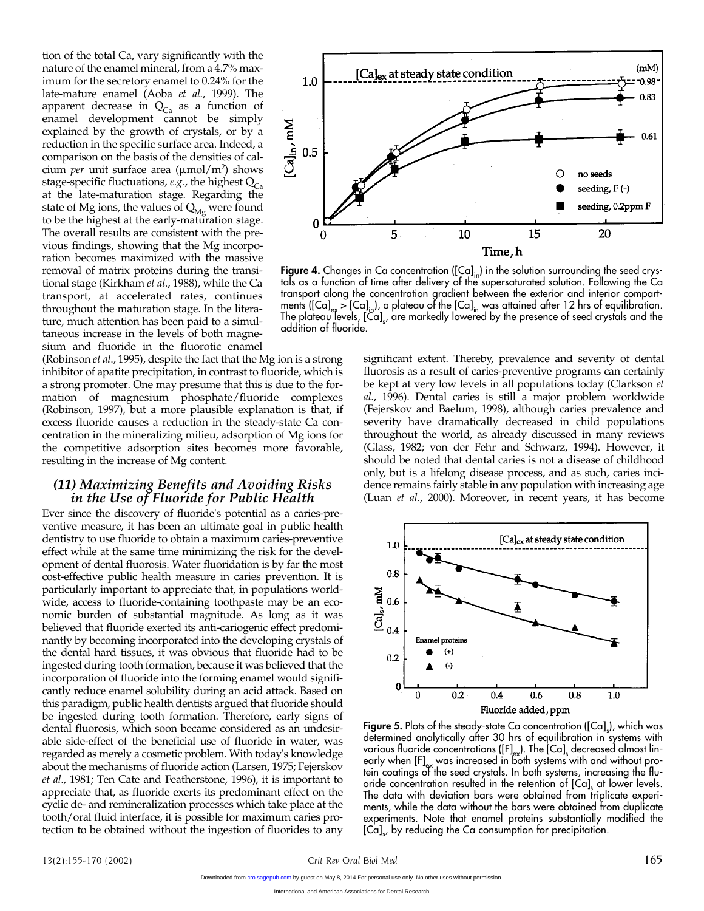tion of the total Ca, vary significantly with the nature of the enamel mineral, from a 4.7% maximum for the secretory enamel to 0.24% for the late-mature enamel (Aoba *et al.*, 1999). The apparent decrease in $Q_{Ca}$ as a function of enamel development cannot be simply explained by the growth of crystals, or by a reduction in the specific surface area. Indeed, a comparison on the basis of the densities of calcium *per* unit surface area ($\mu mol/m^2$) shows stage-specific fluctuations, *e.g.*, the highest $Q_{Ca}$ at the late-maturation stage. Regarding the state of Mg ions, the values of $Q_{Mg}$ were found to be the highest at the early-maturation stage. The overall results are consistent with the previous findings, showing that the Mg incorporation becomes maximized with the massive removal of matrix proteins during the transitional stage (Kirkham *et al.*, 1988), while the Ca transport, at accelerated rates, continues throughout the maturation stage. In the literature, much attention has been paid to a simultaneous increase in the levels of both magnesium and fluoride in the fluorotic enamel (Robinson *et al.*, 1995), despite the fact that the Mg ion is a strong inhibitor of apatite precipitation, in contrast to fluoride, which is a strong promoter. One may presume that this is due to the formation of magnesium phosphate/fluoride complexes (Robinson, 1997), but a more plausible explanation is that, if excess fluoride causes a reduction in the steady-state Ca concentration in the mineralizing milieu, adsorption of Mg ions for the competitive adsorption sites becomes more favorable, resulting in the increase of Mg content.

**Figure 4.** Changes in Ca concentration ($[Ca]_{in}$) in the solution surrounding the seed crystals as a function of time after delivery of the supersaturated solution. Following the Ca transport along the concentration gradient between the exterior and interior compartments ($[Ca]_{ex} > [Ca]_{in}$), a plateau of the $[Ca]_{in}$ was attained after 12 hrs of equilibration. The plateau levels, $[Ca]_s$, are markedly lowered by the presence of seed crystals and the addition of fluoride.

## *(11) Maximizing Benefits and Avoiding Risks in the Use of Fluoride for Public Health*

Ever since the discovery of fluoride's potential as a caries-preventive measure, it has been an ultimate goal in public health dentistry to use fluoride to obtain a maximum caries-preventive effect while at the same time minimizing the risk for the development of dental fluorosis. Water fluoridation is by far the most cost-effective public health measure in caries prevention. It is particularly important to appreciate that, in populations worldwide, access to fluoride-containing toothpaste may be an economic burden of substantial magnitude. As long as it was believed that fluoride exerted its anti-cariogenic effect predominantly by becoming incorporated into the developing crystals of the dental hard tissues, it was obvious that fluoride had to be ingested during tooth formation, because it was believed that the incorporation of fluoride into the forming enamel would significantly reduce enamel solubility during an acid attack. Based on this paradigm, public health dentists argued that fluoride should be ingested during tooth formation. Therefore, early signs of dental fluorosis, which soon became considered as an undesirable side-effect of the beneficial use of fluoride in water, was regarded as merely a cosmetic problem. With today's knowledge about the mechanisms of fluoride action (Larsen, 1975; Fejerskov *et al.*, 1981; Ten Cate and Featherstone, 1996), it is important to appreciate that, as fluoride exerts its predominant effect on the cyclic de- and remineralization processes which take place at the tooth/oral fluid interface, it is possible for maximum caries protection to be obtained without the ingestion of fluorides to any significant extent. Thereby, prevalence and severity of dental fluorosis as a result of caries-preventive programs can certainly be kept at very low levels in all populations today (Clarkson *et al.*, 1996). Dental caries is still a major problem worldwide (Fejerskov and Baelum, 1998), although caries prevalence and severity have dramatically decreased in child populations throughout the world, as already discussed in many reviews (Glass, 1982; von der Fehr and Schwarz, 1994). However, it should be noted that dental caries is not a disease of childhood only, but is a lifelong disease process, and as such, caries incidence remains fairly stable in any population with increasing age (Luan *et al.*, 2000). Moreover, in recent years, it has become

**Figure 5.** Plots of the steady-state Ca concentration ($[Ca]_s$), which was determined analytically after 30 hrs of equilibration in systems with various fluoride concentrations ($[F]_{ex}$). The $[Ca]_s$ decreased almost linearly when $[F]_{ex}$ was increased in both systems with and without protein coatings of the seed crystals. In both systems, increasing the fluoride concentration resulted in the retention of $[Ca]_s$ at lower levels. The data with deviation bars were obtained from triplicate experiments, while the data without the bars were obtained from duplicate experiments. Note that enamel proteins substantially modified the $[Ca]_s$, by reducing the Ca consumption for precipitation.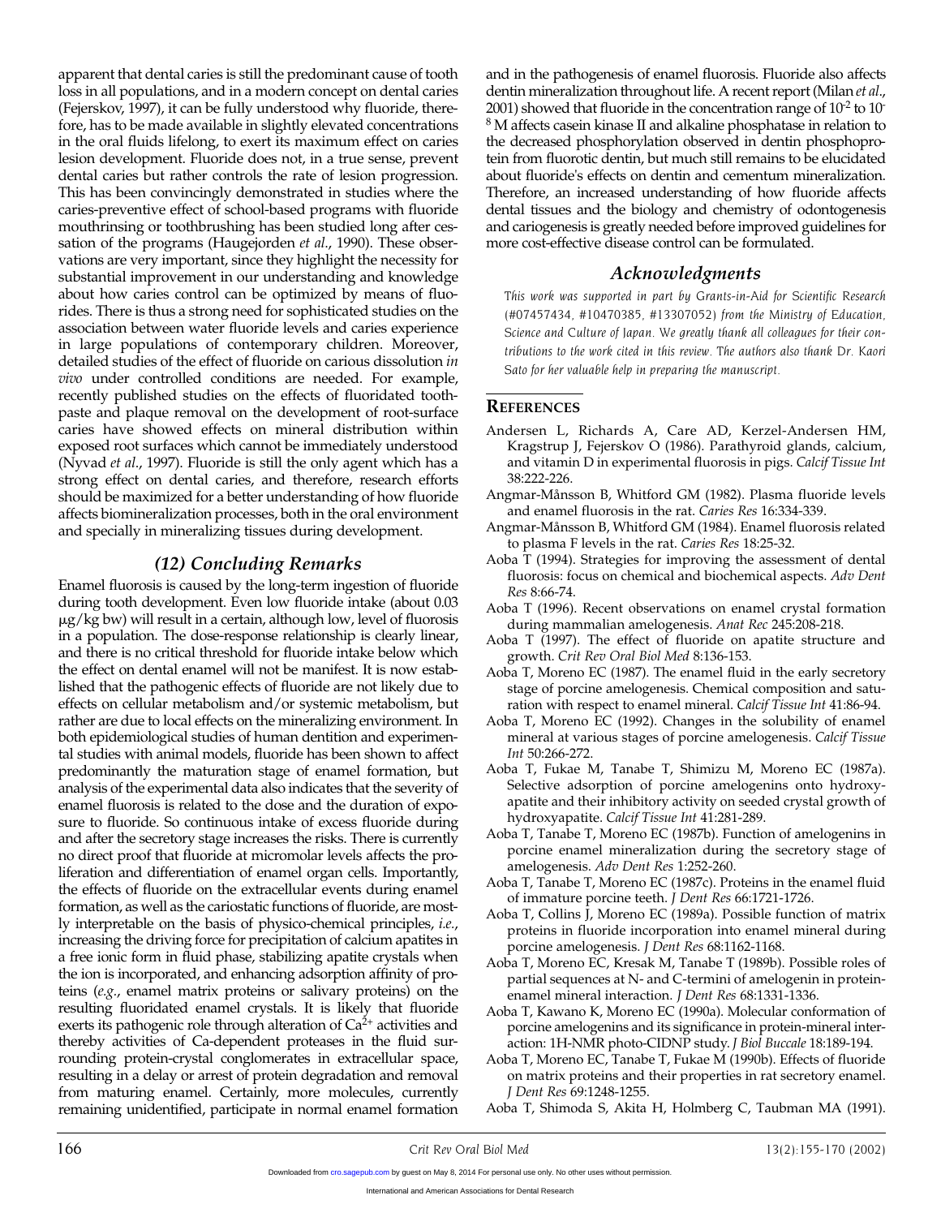apparent that dental caries is still the predominant cause of tooth loss in all populations, and in a modern concept on dental caries (Fejerskov, 1997), it can be fully understood why fluoride, therefore, has to be made available in slightly elevated concentrations in the oral fluids lifelong, to exert its maximum effect on caries lesion development. Fluoride does not, in a true sense, prevent dental caries but rather controls the rate of lesion progression. This has been convincingly demonstrated in studies where the caries-preventive effect of school-based programs with fluoride mouthrinsing or toothbrushing has been studied long after cessation of the programs (Haugejorden *et al*., 1990). These observations are very important, since they highlight the necessity for substantial improvement in our understanding and knowledge about how caries control can be optimized by means of fluorides. There is thus a strong need for sophisticated studies on the association between water fluoride levels and caries experience in large populations of contemporary children. Moreover, detailed studies of the effect of fluoride on carious dissolution *in vivo* under controlled conditions are needed. For example, recently published studies on the effects of fluoridated toothpaste and plaque removal on the development of root-surface caries have showed effects on mineral distribution within exposed root surfaces which cannot be immediately understood (Nyvad *et al*., 1997). Fluoride is still the only agent which has a strong effect on dental caries, and therefore, research efforts should be maximized for a better understanding of how fluoride affects biomineralization processes, both in the oral environment and specially in mineralizing tissues during development.

## (12) Concluding Remarks

Enamel fluorosis is caused by the long-term ingestion of fluoride during tooth development. Even low fluoride intake (about 0.03 μg/kg bw) will result in a certain, although low, level of fluorosis in a population. The dose-response relationship is clearly linear, and there is no critical threshold for fluoride intake below which the effect on dental enamel will not be manifest. It is now established that the pathogenic effects of fluoride are not likely due to effects on cellular metabolism and/or systemic metabolism, but rather are due to local effects on the mineralizing environment. In both epidemiological studies of human dentition and experimental studies with animal models, fluoride has been shown to affect predominantly the maturation stage of enamel formation, but analysis of the experimental data also indicates that the severity of enamel fluorosis is related to the dose and the duration of exposure to fluoride. So continuous intake of excess fluoride during and after the secretory stage increases the risks. There is currently no direct proof that fluoride at micromolar levels affects the proliferation and differentiation of enamel organ cells. Importantly, the effects of fluoride on the extracellular events during enamel formation, as well as the cariostatic functions of fluoride, are mostly interpretable on the basis of physico-chemical principles, *i.e.*, increasing the driving force for precipitation of calcium apatites in a free ionic form in fluid phase, stabilizing apatite crystals when the ion is incorporated, and enhancing adsorption affinity of proteins (*e.g.*, enamel matrix proteins or salivary proteins) on the resulting fluoridated enamel crystals. It is likely that fluoride exerts its pathogenic role through alteration of $Ca^{2+}$ activities and thereby activities of Ca-dependent proteases in the fluid surrounding protein-crystal conglomerates in extracellular space, resulting in a delay or arrest of protein degradation and removal from maturing enamel. Certainly, more molecules, currently remaining unidentified, participate in normal enamel formation and in the pathogenesis of enamel fluorosis. Fluoride also affects dentin mineralization throughout life. A recent report (Milan *et al*., 2001) showed that fluoride in the concentration range of $10^{-2}$ to $10^{-8}$ M affects casein kinase II and alkaline phosphatase in relation to the decreased phosphorylation observed in dentin phosphoprotein from fluorotic dentin, but much still remains to be elucidated about fluoride's effects on dentin and cementum mineralization. Therefore, an increased understanding of how fluoride affects dental tissues and the biology and chemistry of odontogenesis and cariogenesis is greatly needed before improved guidelines for more cost-effective disease control can be formulated.

## Acknowledgments

*This work was supported in part by Grants-in-Aid for Scientific Research (#07457434, #10470385, #13307052) from the Ministry of Education, Science and Culture of Japan. We greatly thank all colleagues for their contributions to the work cited in this review. The authors also thank Dr. Kaori Sato for her valuable help in preparing the manuscript.*

## References

Andersen L, Richards A, Care AD, Kerzel-Andersen HM, Kragstrup J, Fejerskov O (1986). Parathyroid glands, calcium, and vitamin D in experimental fluorosis in pigs. *Calcif Tissue Int* 38:222-226.

Angmar-Månsson B, Whitford GM (1982). Plasma fluoride levels and enamel fluorosis in the rat. *Caries Res* 16:334-339.

Angmar-Månsson B, Whitford GM (1984). Enamel fluorosis related to plasma F levels in the rat. *Caries Res* 18:25-32.

Aoba T (1994). Strategies for improving the assessment of dental fluorosis: focus on chemical and biochemical aspects. *Adv Dent Res* 8:66-74.

Aoba T (1996). Recent observations on enamel crystal formation during mammalian amelogenesis. *Anat Rec* 245:208-218.

Aoba T (1997). The effect of fluoride on apatite structure and growth. *Crit Rev Oral Biol Med* 8:136-153.

Aoba T, Moreno EC (1987). The enamel fluid in the early secretory stage of porcine amelogenesis. Chemical composition and saturation with respect to enamel mineral. *Calcif Tissue Int* 41:86-94.

Aoba T, Moreno EC (1992). Changes in the solubility of enamel mineral at various stages of porcine amelogenesis. *Calcif Tissue Int* 50:266-272.

Aoba T, Fukae M, Tanabe T, Shimizu M, Moreno EC (1987a). Selective adsorption of porcine amelogenins onto hydroxyapatite and their inhibitory activity on seeded crystal growth of hydroxyapatite. *Calcif Tissue Int* 41:281-289.

Aoba T, Tanabe T, Moreno EC (1987b). Function of amelogenins in porcine enamel mineralization during the secretory stage of amelogenesis. *Adv Dent Res* 1:252-260.

Aoba T, Tanabe T, Moreno EC (1987c). Proteins in the enamel fluid of immature porcine teeth. *J Dent Res* 66:1721-1726.

Aoba T, Collins J, Moreno EC (1989a). Possible function of matrix proteins in fluoride incorporation into enamel mineral during porcine amelogenesis. *J Dent Res* 68:1162-1168.

Aoba T, Moreno EC, Kresak M, Tanabe T (1989b). Possible roles of partial sequences at N- and C-termini of amelogenin in protein-enamel mineral interaction. *J Dent Res* 68:1331-1336.

Aoba T, Kawano K, Moreno EC (1990a). Molecular conformation of porcine amelogenins and its significance in protein-mineral interaction: 1H-NMR photo-CIDNP study. *J Biol Buccale* 18:189-194.

Aoba T, Moreno EC, Tanabe T, Fukae M (1990b). Effects of fluoride on matrix proteins and their properties in rat secretory enamel. *J Dent Res* 69:1248-1255.

Aoba T, Shimoda S, Akita H, Holmberg C, Taubman MA (1991).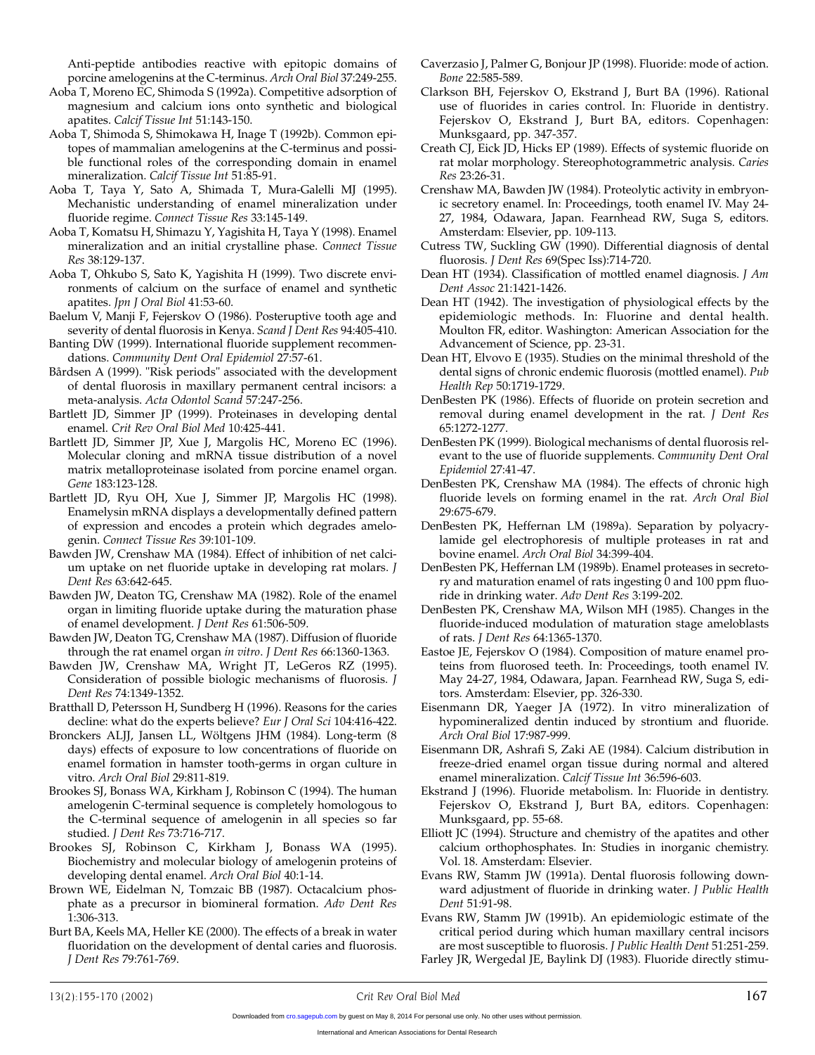Anti-peptide antibodies reactive with epitopic domains of porcine amelogenins at the C-terminus. *Arch Oral Biol* 37:249-255.

Aoba T, Moreno EC, Shimoda S (1992a). Competitive adsorption of magnesium and calcium ions onto synthetic and biological apatites. *Calcif Tissue Int* 51:143-150.

Aoba T, Shimoda S, Shimokawa H, Inage T (1992b). Common epitopes of mammalian amelogenins at the C-terminus and possible functional roles of the corresponding domain in enamel mineralization. *Calcif Tissue Int* 51:85-91.

Aoba T, Taya Y, Sato A, Shimada T, Mura-Galelli MJ (1995). Mechanistic understanding of enamel mineralization under fluoride regime. *Connect Tissue Res* 33:145-149.

Aoba T, Komatsu H, Shimazu Y, Yagishita H, Taya Y (1998). Enamel mineralization and an initial crystalline phase. *Connect Tissue Res* 38:129-137.

Aoba T, Ohkubo S, Sato K, Yagishita H (1999). Two discrete environments of calcium on the surface of enamel and synthetic apatites. *Jpn J Oral Biol* 41:53-60.

Baelum V, Manji F, Fejerskov O (1986). Posteruptive tooth age and severity of dental fluorosis in Kenya. *Scand J Dent Res* 94:405-410.

Banting DW (1999). International fluoride supplement recommendations. *Community Dent Oral Epidemiol* 27:57-61.

Bårdsen A (1999). "Risk periods" associated with the development of dental fluorosis in maxillary permanent central incisors: a meta-analysis. *Acta Odontol Scand* 57:247-256.

Bartlett JD, Simmer JP (1999). Proteinases in developing dental enamel. *Crit Rev Oral Biol Med* 10:425-441.

Bartlett JD, Simmer JP, Xue J, Margolis HC, Moreno EC (1996). Molecular cloning and mRNA tissue distribution of a novel matrix metalloproteinase isolated from porcine enamel organ. *Gene* 183:123-128.

Bartlett JD, Ryu OH, Xue J, Simmer JP, Margolis HC (1998). Enamelysin mRNA displays a developmentally defined pattern of expression and encodes a protein which degrades amelogenin. *Connect Tissue Res* 39:101-109.

Bawden JW, Crenshaw MA (1984). Effect of inhibition of net calcium uptake on net fluoride uptake in developing rat molars. *J Dent Res* 63:642-645.

Bawden JW, Deaton TG, Crenshaw MA (1982). Role of the enamel organ in limiting fluoride uptake during the maturation phase of enamel development. *J Dent Res* 61:506-509.

Bawden JW, Deaton TG, Crenshaw MA (1987). Diffusion of fluoride through the rat enamel organ *in vitro*. *J Dent Res* 66:1360-1363.

Bawden JW, Crenshaw MA, Wright JT, LeGeros RZ (1995). Consideration of possible biologic mechanisms of fluorosis. *J Dent Res* 74:1349-1352.

Bratthall D, Petersson H, Sundberg H (1996). Reasons for the caries decline: what do the experts believe? *Eur J Oral Sci* 104:416-422.

Bronckers ALJJ, Jansen LL, Wöltgens JHM (1984). Long-term (8 days) effects of exposure to low concentrations of fluoride on enamel formation in hamster tooth-germs in organ culture in vitro. *Arch Oral Biol* 29:811-819.

Brookes SJ, Bonass WA, Kirkham J, Robinson C (1994). The human amelogenin C-terminal sequence is completely homologous to the C-terminal sequence of amelogenin in all species so far studied. *J Dent Res* 73:716-717.

Brookes SJ, Robinson C, Kirkham J, Bonass WA (1995). Biochemistry and molecular biology of amelogenin proteins of developing dental enamel. *Arch Oral Biol* 40:1-14.

Brown WE, Eidelman N, Tomzaic BB (1987). Octacalcium phosphate as a precursor in biomineral formation. *Adv Dent Res* 1:306-313.

Burt BA, Keels MA, Heller KE (2000). The effects of a break in water fluoridation on the development of dental caries and fluorosis. *J Dent Res* 79:761-769.

Caverzasio J, Palmer G, Bonjour JP (1998). Fluoride: mode of action. *Bone* 22:585-589.

Clarkson BH, Fejerskov O, Ekstrand J, Burt BA (1996). Rational use of fluorides in caries control. In: Fluoride in dentistry. Fejerskov O, Ekstrand J, Burt BA, editors. Copenhagen: Munksgaard, pp. 347-357.

Creath CJ, Eick JD, Hicks EP (1989). Effects of systemic fluoride on rat molar morphology. Stereophotogrammetric analysis. *Caries Res* 23:26-31.

Crenshaw MA, Bawden JW (1984). Proteolytic activity in embryonic secretory enamel. In: Proceedings, tooth enamel IV. May 24-27, 1984, Odawara, Japan. Fearnhead RW, Suga S, editors. Amsterdam: Elsevier, pp. 109-113.

Cutress TW, Suckling GW (1990). Differential diagnosis of dental fluorosis. *J Dent Res* 69(Spec Iss):714-720.

Dean HT (1934). Classification of mottled enamel diagnosis. *J Am Dent Assoc* 21:1421-1426.

Dean HT (1942). The investigation of physiological effects by the epidemiologic methods. In: Fluorine and dental health. Moulton FR, editor. Washington: American Association for the Advancement of Science, pp. 23-31.

Dean HT, Elvovo E (1935). Studies on the minimal threshold of the dental signs of chronic endemic fluorosis (mottled enamel). *Pub Health Rep* 50:1719-1729.

DenBesten PK (1986). Effects of fluoride on protein secretion and removal during enamel development in the rat. *J Dent Res* 65:1272-1277.

DenBesten PK (1999). Biological mechanisms of dental fluorosis relevant to the use of fluoride supplements. *Community Dent Oral Epidemiol* 27:41-47.

DenBesten PK, Crenshaw MA (1984). The effects of chronic high fluoride levels on forming enamel in the rat. *Arch Oral Biol* 29:675-679.

DenBesten PK, Heffernan LM (1989a). Separation by polyacrylamide gel electrophoresis of multiple proteases in rat and bovine enamel. *Arch Oral Biol* 34:399-404.

DenBesten PK, Heffernan LM (1989b). Enamel proteases in secretory and maturation enamel of rats ingesting 0 and 100 ppm fluoride in drinking water. *Adv Dent Res* 3:199-202.

DenBesten PK, Crenshaw MA, Wilson MH (1985). Changes in the fluoride-induced modulation of maturation stage ameloblasts of rats. *J Dent Res* 64:1365-1370.

Eastoe JE, Fejerskov O (1984). Composition of mature enamel proteins from fluorosed teeth. In: Proceedings, tooth enamel IV. May 24-27, 1984, Odawara, Japan. Fearnhead RW, Suga S, editors. Amsterdam: Elsevier, pp. 326-330.

Eisenmann DR, Yaeger JA (1972). In vitro mineralization of hypomineralized dentin induced by strontium and fluoride. *Arch Oral Biol* 17:987-999.

Eisenmann DR, Ashrafi S, Zaki AE (1984). Calcium distribution in freeze-dried enamel organ tissue during normal and altered enamel mineralization. *Calcif Tissue Int* 36:596-603.

Ekstrand J (1996). Fluoride metabolism. In: Fluoride in dentistry. Fejerskov O, Ekstrand J, Burt BA, editors. Copenhagen: Munksgaard, pp. 55-68.

Elliott JC (1994). Structure and chemistry of the apatites and other calcium orthophosphates. In: Studies in inorganic chemistry. Vol. 18. Amsterdam: Elsevier.

Evans RW, Stamm JW (1991a). Dental fluorosis following downward adjustment of fluoride in drinking water. *J Public Health Dent* 51:91-98.

Evans RW, Stamm JW (1991b). An epidemiologic estimate of the critical period during which human maxillary central incisors are most susceptible to fluorosis. *J Public Health Dent* 51:251-259.

Farley JR, Wergedal JE, Baylink DJ (1983). Fluoride directly stimu-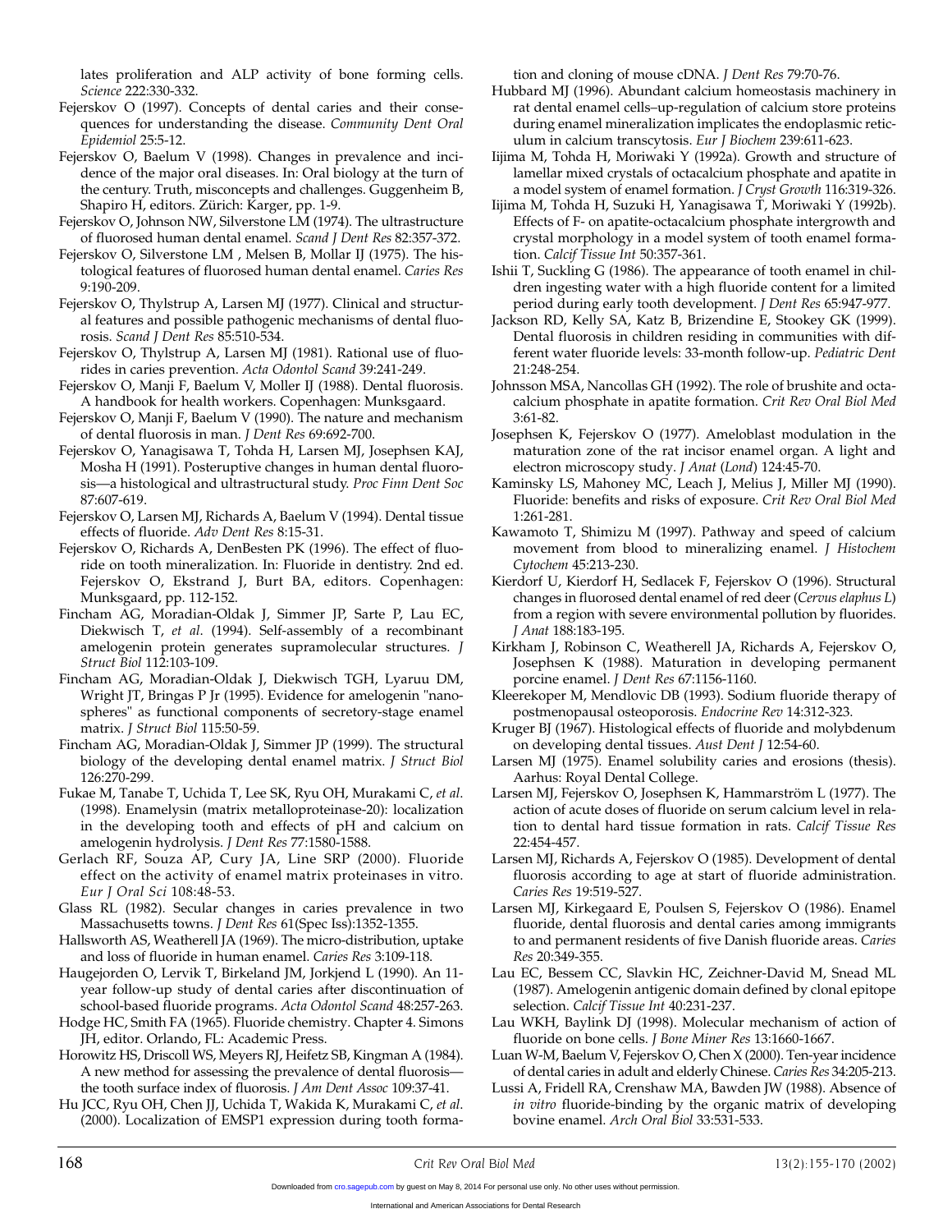lates proliferation and ALP activity of bone forming cells. *Science* 222:330-332.

Fejerskov O (1997). Concepts of dental caries and their consequences for understanding the disease. *Community Dent Oral Epidemiol* 25:5-12.

Fejerskov O, Baelum V (1998). Changes in prevalence and incidence of the major oral diseases. In: Oral biology at the turn of the century. Truth, misconcepts and challenges. Guggenheim B, Shapiro H, editors. Zürich: Karger, pp. 1-9.

Fejerskov O, Johnson NW, Silverstone LM (1974). The ultrastructure of fluorosed human dental enamel. *Scand J Dent Res* 82:357-372.

Fejerskov O, Silverstone LM , Melsen B, Mollar IJ (1975). The histological features of fluorosed human dental enamel. *Caries Res* 9:190-209.

Fejerskov O, Thylstrup A, Larsen MJ (1977). Clinical and structural features and possible pathogenic mechanisms of dental fluorosis. *Scand J Dent Res* 85:510-534.

Fejerskov O, Thylstrup A, Larsen MJ (1981). Rational use of fluorides in caries prevention. *Acta Odontol Scand* 39:241-249.

Fejerskov O, Manji F, Baelum V, Moller IJ (1988). Dental fluorosis. A handbook for health workers. Copenhagen: Munksgaard.

Fejerskov O, Manji F, Baelum V (1990). The nature and mechanism of dental fluorosis in man. *J Dent Res* 69:692-700.

Fejerskov O, Yanagisawa T, Tohda H, Larsen MJ, Josephsen KAJ, Mosha H (1991). Posteruptive changes in human dental fluorosis—a histological and ultrastructural study. *Proc Finn Dent Soc* 87:607-619.

Fejerskov O, Larsen MJ, Richards A, Baelum V (1994). Dental tissue effects of fluoride. *Adv Dent Res* 8:15-31.

Fejerskov O, Richards A, DenBesten PK (1996). The effect of fluoride on tooth mineralization. In: Fluoride in dentistry. 2nd ed. Fejerskov O, Ekstrand J, Burt BA, editors. Copenhagen: Munksgaard, pp. 112-152.

Fincham AG, Moradian-Oldak J, Simmer JP, Sarte P, Lau EC, Diekwisch T, *et al*. (1994). Self-assembly of a recombinant amelogenin protein generates supramolecular structures. *J Struct Biol* 112:103-109.

Fincham AG, Moradian-Oldak J, Diekwisch TGH, Lyaruu DM, Wright JT, Bringas P Jr (1995). Evidence for amelogenin "nanospheres" as functional components of secretory-stage enamel matrix. *J Struct Biol* 115:50-59.

Fincham AG, Moradian-Oldak J, Simmer JP (1999). The structural biology of the developing dental enamel matrix. *J Struct Biol* 126:270-299.

Fukae M, Tanabe T, Uchida T, Lee SK, Ryu OH, Murakami C, *et al*. (1998). Enamelysin (matrix metalloproteinase-20): localization in the developing tooth and effects of pH and calcium on amelogenin hydrolysis. *J Dent Res* 77:1580-1588.

Gerlach RF, Souza AP, Cury JA, Line SRP (2000). Fluoride effect on the activity of enamel matrix proteinases in vitro. *Eur J Oral Sci* 108:48-53.

Glass RL (1982). Secular changes in caries prevalence in two Massachusetts towns. *J Dent Res* 61(Spec Iss):1352-1355.

Hallsworth AS, Weatherell JA (1969). The micro-distribution, uptake and loss of fluoride in human enamel. *Caries Res* 3:109-118.

Haugejorden O, Lervik T, Birkeland JM, Jorkjend L (1990). An 11-year follow-up study of dental caries after discontinuation of school-based fluoride programs. *Acta Odontol Scand* 48:257-263.

Hodge HC, Smith FA (1965). Fluoride chemistry. Chapter 4. Simons JH, editor. Orlando, FL: Academic Press.

Horowitz HS, Driscoll WS, Meyers RJ, Heifetz SB, Kingman A (1984). A new method for assessing the prevalence of dental fluorosis—the tooth surface index of fluorosis. *J Am Dent Assoc* 109:37-41.

Hu JCC, Ryu OH, Chen JJ, Uchida T, Wakida K, Murakami C, *et al*. (2000). Localization of EMSP1 expression during tooth formation and cloning of mouse cDNA. *J Dent Res* 79:70-76.

Hubbard MJ (1996). Abundant calcium homeostasis machinery in rat dental enamel cells–up-regulation of calcium store proteins during enamel mineralization implicates the endoplasmic reticulum in calcium transcytosis. *Eur J Biochem* 239:611-623.

Iijima M, Tohda H, Moriwaki Y (1992a). Growth and structure of lamellar mixed crystals of octacalcium phosphate and apatite in a model system of enamel formation. *J Cryst Growth* 116:319-326.

Iijima M, Tohda H, Suzuki H, Yanagisawa T, Moriwaki Y (1992b). Effects of F- on apatite-octacalcium phosphate intergrowth and crystal morphology in a model system of tooth enamel formation. *Calcif Tissue Int* 50:357-361.

Ishii T, Suckling G (1986). The appearance of tooth enamel in children ingesting water with a high fluoride content for a limited period during early tooth development. *J Dent Res* 65:947-977.

Jackson RD, Kelly SA, Katz B, Brizendine E, Stookey GK (1999). Dental fluorosis in children residing in communities with different water fluoride levels: 33-month follow-up. *Pediatric Dent* 21:248-254.

Johnsson MSA, Nancollas GH (1992). The role of brushite and octacalcium phosphate in apatite formation. *Crit Rev Oral Biol Med* 3:61-82.

Josephsen K, Fejerskov O (1977). Ameloblast modulation in the maturation zone of the rat incisor enamel organ. A light and electron microscopy study. *J Anat* (*Lond*) 124:45-70.

Kaminsky LS, Mahoney MC, Leach J, Melius J, Miller MJ (1990). Fluoride: benefits and risks of exposure. *Crit Rev Oral Biol Med* 1:261-281.

Kawamoto T, Shimizu M (1997). Pathway and speed of calcium movement from blood to mineralizing enamel. *J Histochem Cytochem* 45:213-230.

Kierdorf U, Kierdorf H, Sedlacek F, Fejerskov O (1996). Structural changes in fluorosed dental enamel of red deer (*Cervus elaphus L*) from a region with severe environmental pollution by fluorides. *J Anat* 188:183-195.

Kirkham J, Robinson C, Weatherell JA, Richards A, Fejerskov O, Josephsen K (1988). Maturation in developing permanent porcine enamel. *J Dent Res* 67:1156-1160.

Kleerekoper M, Mendlovic DB (1993). Sodium fluoride therapy of postmenopausal osteoporosis. *Endocrine Rev* 14:312-323.

Kruger BJ (1967). Histological effects of fluoride and molybdenum on developing dental tissues. *Aust Dent J* 12:54-60.

Larsen MJ (1975). Enamel solubility caries and erosions (thesis). Aarhus: Royal Dental College.

Larsen MJ, Fejerskov O, Josephsen K, Hammarström L (1977). The action of acute doses of fluoride on serum calcium level in relation to dental hard tissue formation in rats. *Calcif Tissue Res* 22:454-457.

Larsen MJ, Richards A, Fejerskov O (1985). Development of dental fluorosis according to age at start of fluoride administration. *Caries Res* 19:519-527.

Larsen MJ, Kirkegaard E, Poulsen S, Fejerskov O (1986). Enamel fluoride, dental fluorosis and dental caries among immigrants to and permanent residents of five Danish fluoride areas. *Caries Res* 20:349-355.

Lau EC, Bessem CC, Slavkin HC, Zeichner-David M, Snead ML (1987). Amelogenin antigenic domain defined by clonal epitope selection. *Calcif Tissue Int* 40:231-237.

Lau WKH, Baylink DJ (1998). Molecular mechanism of action of fluoride on bone cells. *J Bone Miner Res* 13:1660-1667.

Luan W-M, Baelum V, Fejerskov O, Chen X (2000). Ten-year incidence of dental caries in adult and elderly Chinese. *Caries Res* 34:205-213.

Lussi A, Fridell RA, Crenshaw MA, Bawden JW (1988). Absence of *in vitro* fluoride-binding by the organic matrix of developing bovine enamel. *Arch Oral Biol* 33:531-533.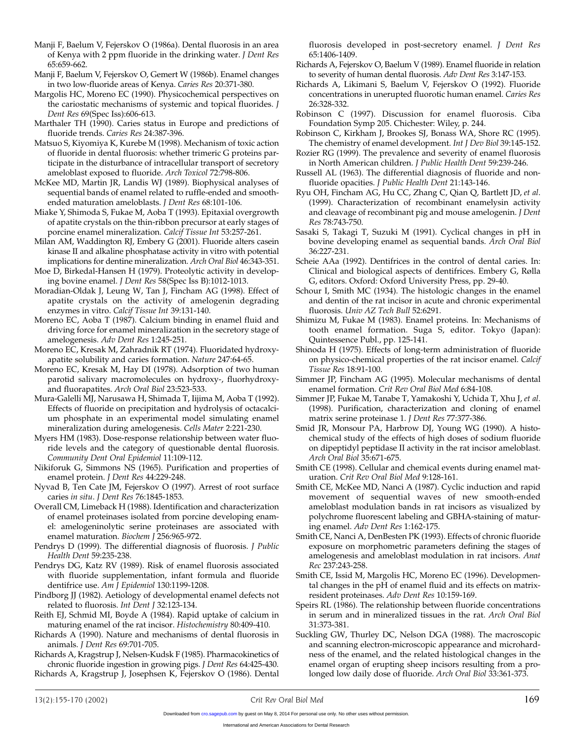Manji F, Baelum V, Fejerskov O (1986a). Dental fluorosis in an area of Kenya with 2 ppm fluoride in the drinking water. *J Dent Res* 65:659-662.

Manji F, Baelum V, Fejerskov O, Gemert W (1986b). Enamel changes in two low-fluoride areas of Kenya. *Caries Res* 20:371-380.

Margolis HC, Moreno EC (1990). Physicochemical perspectives on the cariostatic mechanisms of systemic and topical fluorides. *J Dent Res* 69(Spec Iss):606-613.

Marthaler TH (1990). Caries status in Europe and predictions of fluoride trends. *Caries Res* 24:387-396.

Matsuo S, Kiyomiya K, Kurebe M (1998). Mechanism of toxic action of fluoride in dental fluorosis: whether trimeric G proteins participate in the disturbance of intracellular transport of secretory ameloblast exposed to fluoride. *Arch Toxicol* 72:798-806.

McKee MD, Martin JR, Landis WJ (1989). Biophysical analyses of sequential bands of enamel related to ruffle-ended and smooth-ended maturation ameloblasts. *J Dent Res* 68:101-106.

Miake Y, Shimoda S, Fukae M, Aoba T (1993). Epitaxial overgrowth of apatite crystals on the thin-ribbon precursor at early stages of porcine enamel mineralization. *Calcif Tissue Int* 53:257-261.

Milan AM, Waddington RJ, Embery G (2001). Fluoride alters casein kinase II and alkaline phosphatase activity in vitro with potential implications for dentine mineralization. *Arch Oral Biol* 46:343-351.

Moe D, Birkedal-Hansen H (1979). Proteolytic activity in developing bovine enamel. *J Dent Res* 58(Spec Iss B):1012-1013.

Moradian-Oldak J, Leung W, Tan J, Fincham AG (1998). Effect of apatite crystals on the activity of amelogenin degrading enzymes in vitro. *Calcif Tissue Int* 39:131-140.

Moreno EC, Aoba T (1987). Calcium binding in enamel fluid and driving force for enamel mineralization in the secretory stage of amelogenesis. *Adv Dent Res* 1:245-251.

Moreno EC, Kresak M, Zahradnik RT (1974). Fluoridated hydroxyapatite solubility and caries formation. *Nature* 247:64-65.

Moreno EC, Kresak M, Hay DI (1978). Adsorption of two human parotid salivary macromolecules on hydroxy-, fluorhydroxy- and fluorapatites. *Arch Oral Biol* 23:523-533.

Mura-Galelli MJ, Narusawa H, Shimada T, Iijima M, Aoba T (1992). Effects of fluoride on precipitation and hydrolysis of octacalcium phosphate in an experimental model simulating enamel mineralization during amelogenesis. *Cells Mater* 2:221-230.

Myers HM (1983). Dose-response relationship between water fluoride levels and the category of questionable dental fluorosis. *Community Dent Oral Epidemiol* 11:109-112.

Nikiforuk G, Simmons NS (1965). Purification and properties of enamel protein. *J Dent Res* 44:229-248.

Nyvad B, Ten Cate JM, Fejerskov O (1997). Arrest of root surface caries *in situ*. *J Dent Res* 76:1845-1853.

Overall CM, Limeback H (1988). Identification and characterization of enamel proteinases isolated from porcine developing enamel: amelogeninolytic serine proteinases are associated with enamel maturation. *Biochem J* 256:965-972.

Pendrys D (1999). The differential diagnosis of fluorosis. *J Public Health Dent* 59:235-238.

Pendrys DG, Katz RV (1989). Risk of enamel fluorosis associated with fluoride supplementation, infant formula and fluoride dentifrice use. *Am J Epidemiol* 130:1199-1208.

Pindborg JJ (1982). Aetiology of developmental enamel defects not related to fluorosis. *Int Dent J* 32:123-134.

Reith EJ, Schmid MI, Boyde A (1984). Rapid uptake of calcium in maturing enamel of the rat incisor. *Histochemistry* 80:409-410.

Richards A (1990). Nature and mechanisms of dental fluorosis in animals. *J Dent Res* 69:701-705.

Richards A, Kragstrup J, Nelsen-Kudsk F (1985). Pharmacokinetics of chronic fluoride ingestion in growing pigs. *J Dent Res* 64:425-430.

Richards A, Kragstrup J, Josephsen K, Fejerskov O (1986). Dental fluorosis developed in post-secretory enamel. *J Dent Res* 65:1406-1409.

Richards A, Fejerskov O, Baelum V (1989). Enamel fluoride in relation to severity of human dental fluorosis. *Adv Dent Res* 3:147-153.

Richards A, Likimani S, Baelum V, Fejerskov O (1992). Fluoride concentrations in unerupted fluorotic human enamel. *Caries Res* 26:328-332.

Robinson C (1997). Discussion for enamel fluorosis. Ciba Foundation Symp 205. Chichester: Wiley, p. 244.

Robinson C, Kirkham J, Brookes SJ, Bonass WA, Shore RC (1995). The chemistry of enamel development. *Int J Dev Biol* 39:145-152.

Rozier RG (1999). The prevalence and severity of enamel fluorosis in North American children. *J Public Health Dent* 59:239-246.

Russell AL (1963). The differential diagnosis of fluoride and nonfluoride opacities. *J Public Health Dent* 21:143-146.

Ryu OH, Fincham AG, Hu CC, Zhang C, Qian Q, Bartlett JD, *et al*. (1999). Characterization of recombinant enamelysin activity and cleavage of recombinant pig and mouse amelogenin. *J Dent Res* 78:743-750.

Sasaki S, Takagi T, Suzuki M (1991). Cyclical changes in pH in bovine developing enamel as sequential bands. *Arch Oral Biol* 36:227-231.

Scheie AAa (1992). Dentifrices in the control of dental caries. In: Clinical and biological aspects of dentifrices. Embery G, Rølla G, editors. Oxford: Oxford University Press, pp. 29-40.

Schour I, Smith MC (1934). The histologic changes in the enamel and dentin of the rat incisor in acute and chronic experimental fluorosis. *Univ AZ Tech Bull* 52:6291.

Shimizu M, Fukae M (1983). Enamel proteins. In: Mechanisms of tooth enamel formation. Suga S, editor. Tokyo (Japan): Quintessence Publ., pp. 125-141.

Shinoda H (1975). Effects of long-term administration of fluoride on physico-chemical properties of the rat incisor enamel. *Calcif Tissue Res* 18:91-100.

Simmer JP, Fincham AG (1995). Molecular mechanisms of dental enamel formation. *Crit Rev Oral Biol Med* 6:84-108.

Simmer JP, Fukae M, Tanabe T, Yamakoshi Y, Uchida T, Xhu J, *et al*. (1998). Purification, characterization and cloning of enamel matrix serine proteinase 1. *J Dent Res* 77:377-386.

Smid JR, Monsour PA, Harbrow DJ, Young WG (1990). A histochemical study of the effects of high doses of sodium fluoride on dipeptidyl peptidase II activity in the rat incisor ameloblast. *Arch Oral Biol* 35:671-675.

Smith CE (1998). Cellular and chemical events during enamel maturation. *Crit Rev Oral Biol Med* 9:128-161.

Smith CE, McKee MD, Nanci A (1987). Cyclic induction and rapid movement of sequential waves of new smooth-ended ameloblast modulation bands in rat incisors as visualized by polychrome fluorescent labeling and GBHA-staining of maturing enamel. *Adv Dent Res* 1:162-175.

Smith CE, Nanci A, DenBesten PK (1993). Effects of chronic fluoride exposure on morphometric parameters defining the stages of amelogenesis and ameloblast modulation in rat incisors. *Anat Rec* 237:243-258.

Smith CE, Issid M, Margolis HC, Moreno EC (1996). Developmental changes in the pH of enamel fluid and its effects on matrix-resident proteinases. *Adv Dent Res* 10:159-169.

Speirs RL (1986). The relationship between fluoride concentrations in serum and in mineralized tissues in the rat. *Arch Oral Biol* 31:373-381.

Suckling GW, Thurley DC, Nelson DGA (1988). The macroscopic and scanning electron-microscopic appearance and microhardness of the enamel, and the related histological changes in the enamel organ of erupting sheep incisors resulting from a prolonged low daily dose of fluoride. *Arch Oral Biol* 33:361-373.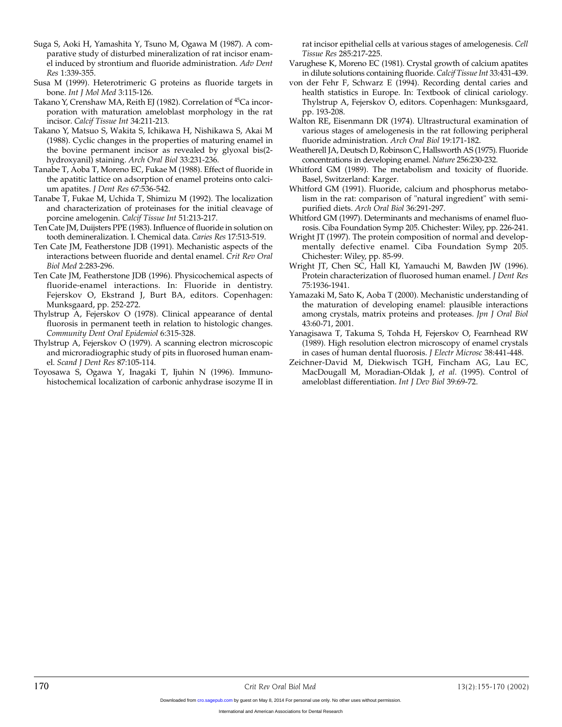Suga S, Aoki H, Yamashita Y, Tsuno M, Ogawa M (1987). A comparative study of disturbed mineralization of rat incisor enamel induced by strontium and fluoride administration. *Adv Dent Res* 1:339-355.

Susa M (1999). Heterotrimeric G proteins as fluoride targets in bone. *Int J Mol Med* 3:115-126.

Takano Y, Crenshaw MA, Reith EJ (1982). Correlation of $^{45}Ca$ incorporation with maturation ameloblast morphology in the rat incisor. *Calcif Tissue Int* 34:211-213.

Takano Y, Matsuo S, Wakita S, Ichikawa H, Nishikawa S, Akai M (1988). Cyclic changes in the properties of maturing enamel in the bovine permanent incisor as revealed by glyoxal bis(2-hydroxyanil) staining. *Arch Oral Biol* 33:231-236.

Tanabe T, Aoba T, Moreno EC, Fukae M (1988). Effect of fluoride in the apatitic lattice on adsorption of enamel proteins onto calcium apatites. *J Dent Res* 67:536-542.

Tanabe T, Fukae M, Uchida T, Shimizu M (1992). The localization and characterization of proteinases for the initial cleavage of porcine amelogenin. *Calcif Tissue Int* 51:213-217.

Ten Cate JM, Duijsters PPE (1983). Influence of fluoride in solution on tooth demineralization. I. Chemical data. *Caries Res* 17:513-519.

Ten Cate JM, Featherstone JDB (1991). Mechanistic aspects of the interactions between fluoride and dental enamel. *Crit Rev Oral Biol Med* 2:283-296.

Ten Cate JM, Featherstone JDB (1996). Physicochemical aspects of fluoride-enamel interactions. In: Fluoride in dentistry. Fejerskov O, Ekstrand J, Burt BA, editors. Copenhagen: Munksgaard, pp. 252-272.

Thylstrup A, Fejerskov O (1978). Clinical appearance of dental fluorosis in permanent teeth in relation to histologic changes. *Community Dent Oral Epidemiol* 6:315-328.

Thylstrup A, Fejerskov O (1979). A scanning electron microscopic and microradiographic study of pits in fluorosed human enamel. *Scand J Dent Res* 87:105-114.

Toyosawa S, Ogawa Y, Inagaki T, Ijuhin N (1996). Immunohistochemical localization of carbonic anhydrase isozyme II in rat incisor epithelial cells at various stages of amelogenesis. *Cell Tissue Res* 285:217-225.

Varughese K, Moreno EC (1981). Crystal growth of calcium apatites in dilute solutions containing fluoride. *Calcif Tissue Int* 33:431-439.

von der Fehr F, Schwarz E (1994). Recording dental caries and health statistics in Europe. In: Textbook of clinical cariology. Thylstrup A, Fejerskov O, editors. Copenhagen: Munksgaard, pp. 193-208.

Walton RE, Eisenmann DR (1974). Ultrastructural examination of various stages of amelogenesis in the rat following peripheral fluoride administration. *Arch Oral Biol* 19:171-182.

Weatherell JA, Deutsch D, Robinson C, Hallsworth AS (1975). Fluoride concentrations in developing enamel. *Nature* 256:230-232.

Whitford GM (1989). The metabolism and toxicity of fluoride. Basel, Switzerland: Karger.

Whitford GM (1991). Fluoride, calcium and phosphorus metabolism in the rat: comparison of "natural ingredient" with semi-purified diets. *Arch Oral Biol* 36:291-297.

Whitford GM (1997). Determinants and mechanisms of enamel fluorosis. Ciba Foundation Symp 205. Chichester: Wiley, pp. 226-241.

Wright JT (1997). The protein composition of normal and developmentally defective enamel. Ciba Foundation Symp 205. Chichester: Wiley, pp. 85-99.

Wright JT, Chen SC, Hall KI, Yamauchi M, Bawden JW (1996). Protein characterization of fluorosed human enamel. *J Dent Res* 75:1936-1941.

Yamazaki M, Sato K, Aoba T (2000). Mechanistic understanding of the maturation of developing enamel: plausible interactions among crystals, matrix proteins and proteases. *Jpn J Oral Biol* 43:60-71, 2001.

Yanagisawa T, Takuma S, Tohda H, Fejerskov O, Fearnhead RW (1989). High resolution electron microscopy of enamel crystals in cases of human dental fluorosis. *J Electr Microsc* 38:441-448.

Zeichner-David M, Diekwisch TGH, Fincham AG, Lau EC, MacDougall M, Moradian-Oldak J, *et al*. (1995). Control of ameloblast differentiation. *Int J Dev Biol* 39:69-72.